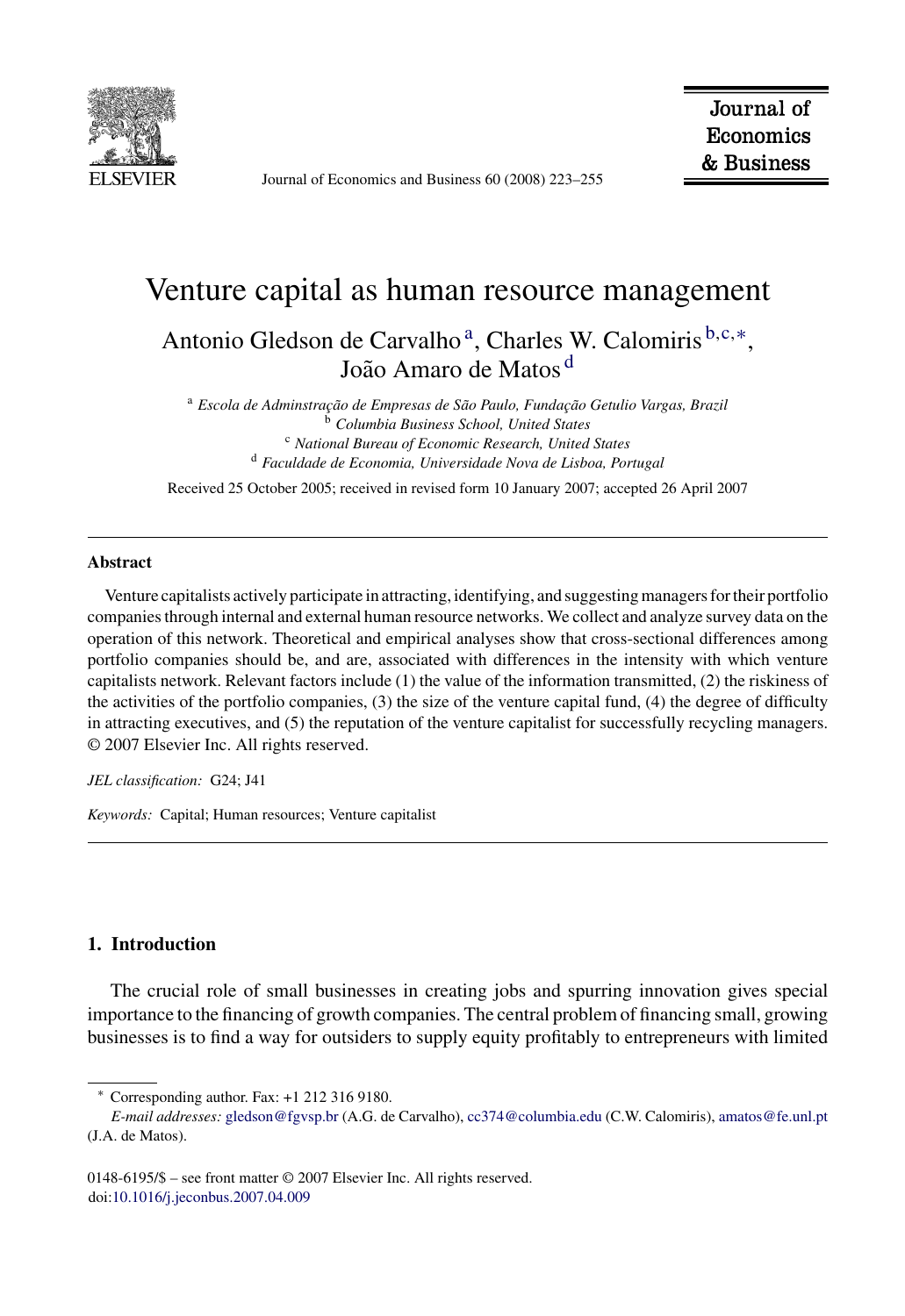# Venture capital as human resource management

Antonio Gledson de Carvalho [a], Charles W. Calomiris [b,c,*], João Amaro de Matos [d]

[a] *Escola de Adminstração de Empresas de São Paulo, Fundação Getulio Vargas, Brazil*
[b] *Columbia Business School, United States*
[c] *National Bureau of Economic Research, United States*
[d] *Faculdade de Economia, Universidade Nova de Lisboa, Portugal*

Received 25 October 2005; received in revised form 10 January 2007; accepted 26 April 2007

---

## Abstract

Venture capitalists actively participate in attracting, identifying, and suggesting managers for their portfolio companies through internal and external human resource networks. We collect and analyze survey data on the operation of this network. Theoretical and empirical analyses show that cross-sectional differences among portfolio companies should be, and are, associated with differences in the intensity with which venture capitalists network. Relevant factors include (1) the value of the information transmitted, (2) the riskiness of the activities of the portfolio companies, (3) the size of the venture capital fund, (4) the degree of difficulty in attracting executives, and (5) the reputation of the venture capitalist for successfully recycling managers.
© 2007 Elsevier Inc. All rights reserved.

*JEL classification:* G24; J41

*Keywords:* Capital; Human resources; Venture capitalist

---

## 1. Introduction

The crucial role of small businesses in creating jobs and spurring innovation gives special importance to the financing of growth companies. The central problem of financing small, growing businesses is to find a way for outsiders to supply equity profitably to entrepreneurs with limited

---

* Corresponding author. Fax: +1 212 316 9180.
*E-mail addresses:* gledson@fgvsp.br (A.G. de Carvalho), cc374@columbia.edu (C.W. Calomiris), amatos@fe.unl.pt (J.A. de Matos).

0148-6195/$ – see front matter © 2007 Elsevier Inc. All rights reserved.
doi:10.1016/j.jeconbus.2007.04.009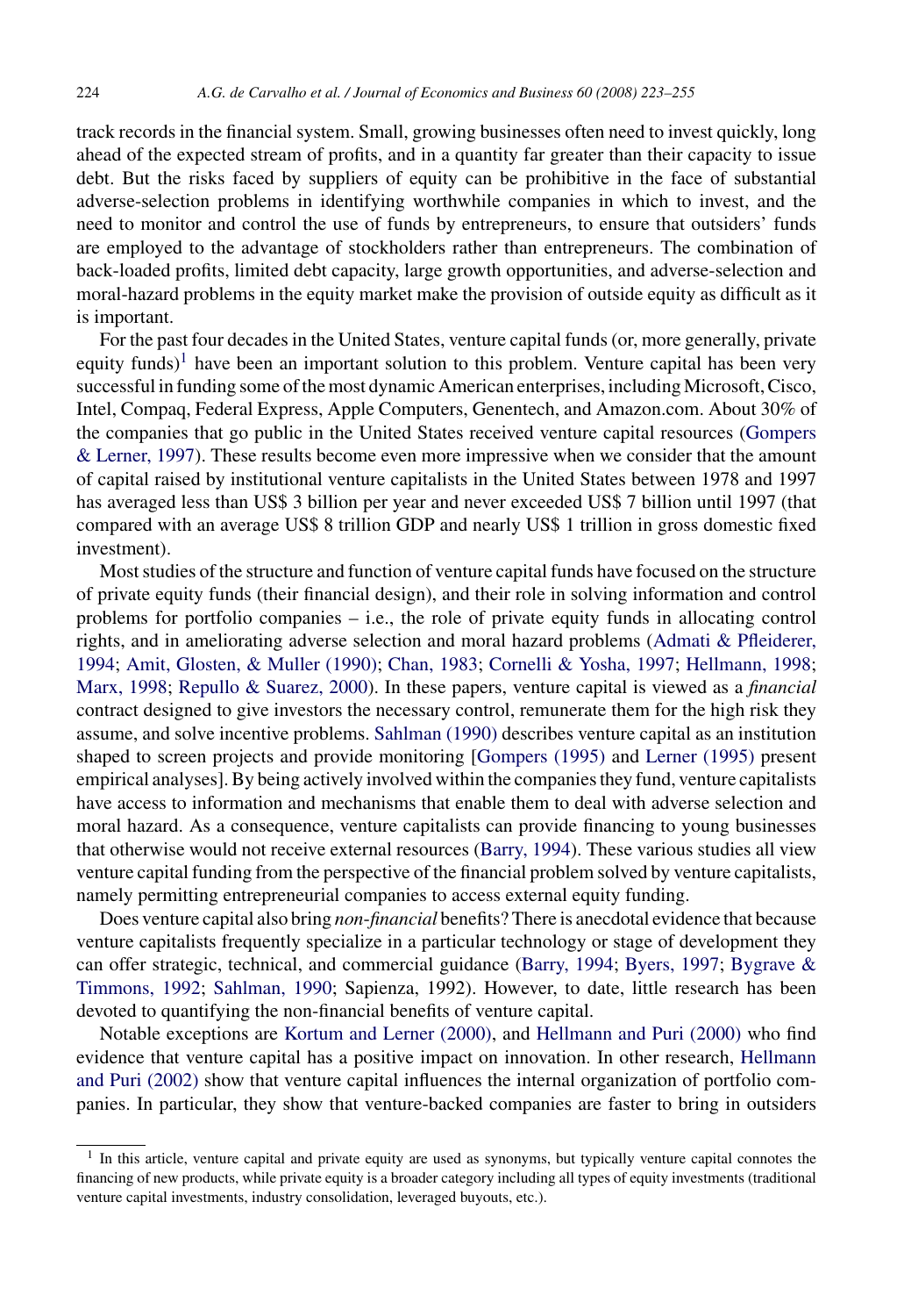track records in the financial system. Small, growing businesses often need to invest quickly, long ahead of the expected stream of profits, and in a quantity far greater than their capacity to issue debt. But the risks faced by suppliers of equity can be prohibitive in the face of substantial adverse-selection problems in identifying worthwhile companies in which to invest, and the need to monitor and control the use of funds by entrepreneurs, to ensure that outsiders' funds are employed to the advantage of stockholders rather than entrepreneurs. The combination of back-loaded profits, limited debt capacity, large growth opportunities, and adverse-selection and moral-hazard problems in the equity market make the provision of outside equity as difficult as it is important.

For the past four decades in the United States, venture capital funds (or, more generally, private equity funds)[1] have been an important solution to this problem. Venture capital has been very successful in funding some of the most dynamic American enterprises, including Microsoft, Cisco, Intel, Compaq, Federal Express, Apple Computers, Genentech, and Amazon.com. About 30% of the companies that go public in the United States received venture capital resources (Gompers & Lerner, 1997). These results become even more impressive when we consider that the amount of capital raised by institutional venture capitalists in the United States between 1978 and 1997 has averaged less than US$ 3 billion per year and never exceeded US$ 7 billion until 1997 (that compared with an average US$ 8 trillion GDP and nearly US$ 1 trillion in gross domestic fixed investment).

Most studies of the structure and function of venture capital funds have focused on the structure of private equity funds (their financial design), and their role in solving information and control problems for portfolio companies – i.e., the role of private equity funds in allocating control rights, and in ameliorating adverse selection and moral hazard problems (Admati & Pfleiderer, 1994; Amit, Glosten, & Muller (1990); Chan, 1983; Cornelli & Yosha, 1997; Hellmann, 1998; Marx, 1998; Repullo & Suarez, 2000). In these papers, venture capital is viewed as a *financial* contract designed to give investors the necessary control, remunerate them for the high risk they assume, and solve incentive problems. Sahlman (1990) describes venture capital as an institution shaped to screen projects and provide monitoring [Gompers (1995) and Lerner (1995) present empirical analyses]. By being actively involved within the companies they fund, venture capitalists have access to information and mechanisms that enable them to deal with adverse selection and moral hazard. As a consequence, venture capitalists can provide financing to young businesses that otherwise would not receive external resources (Barry, 1994). These various studies all view venture capital funding from the perspective of the financial problem solved by venture capitalists, namely permitting entrepreneurial companies to access external equity funding.

Does venture capital also bring *non-financial* benefits? There is anecdotal evidence that because venture capitalists frequently specialize in a particular technology or stage of development they can offer strategic, technical, and commercial guidance (Barry, 1994; Byers, 1997; Bygrave & Timmons, 1992; Sahlman, 1990; Sapienza, 1992). However, to date, little research has been devoted to quantifying the non-financial benefits of venture capital.

Notable exceptions are Kortum and Lerner (2000), and Hellmann and Puri (2000) who find evidence that venture capital has a positive impact on innovation. In other research, Hellmann and Puri (2002) show that venture capital influences the internal organization of portfolio companies. In particular, they show that venture-backed companies are faster to bring in outsiders

[1] In this article, venture capital and private equity are used as synonyms, but typically venture capital connotes the financing of new products, while private equity is a broader category including all types of equity investments (traditional venture capital investments, industry consolidation, leveraged buyouts, etc.).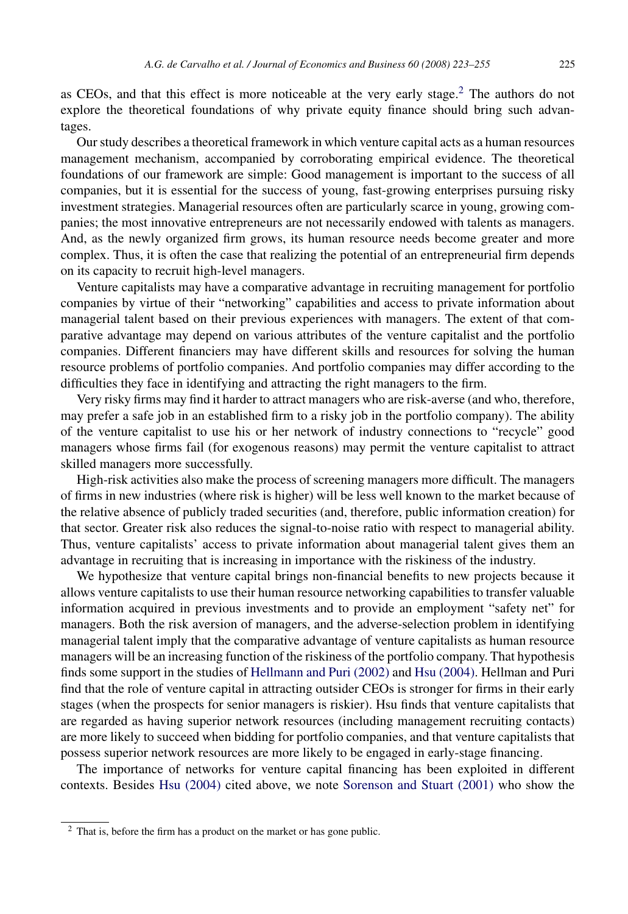as CEOs, and that this effect is more noticeable at the very early stage.[2] The authors do not explore the theoretical foundations of why private equity finance should bring such advantages.

Our study describes a theoretical framework in which venture capital acts as a human resources management mechanism, accompanied by corroborating empirical evidence. The theoretical foundations of our framework are simple: Good management is important to the success of all companies, but it is essential for the success of young, fast-growing enterprises pursuing risky investment strategies. Managerial resources often are particularly scarce in young, growing companies; the most innovative entrepreneurs are not necessarily endowed with talents as managers. And, as the newly organized firm grows, its human resource needs become greater and more complex. Thus, it is often the case that realizing the potential of an entrepreneurial firm depends on its capacity to recruit high-level managers.

Venture capitalists may have a comparative advantage in recruiting management for portfolio companies by virtue of their "networking" capabilities and access to private information about managerial talent based on their previous experiences with managers. The extent of that comparative advantage may depend on various attributes of the venture capitalist and the portfolio companies. Different financiers may have different skills and resources for solving the human resource problems of portfolio companies. And portfolio companies may differ according to the difficulties they face in identifying and attracting the right managers to the firm.

Very risky firms may find it harder to attract managers who are risk-averse (and who, therefore, may prefer a safe job in an established firm to a risky job in the portfolio company). The ability of the venture capitalist to use his or her network of industry connections to "recycle" good managers whose firms fail (for exogenous reasons) may permit the venture capitalist to attract skilled managers more successfully.

High-risk activities also make the process of screening managers more difficult. The managers of firms in new industries (where risk is higher) will be less well known to the market because of the relative absence of publicly traded securities (and, therefore, public information creation) for that sector. Greater risk also reduces the signal-to-noise ratio with respect to managerial ability. Thus, venture capitalists' access to private information about managerial talent gives them an advantage in recruiting that is increasing in importance with the riskiness of the industry.

We hypothesize that venture capital brings non-financial benefits to new projects because it allows venture capitalists to use their human resource networking capabilities to transfer valuable information acquired in previous investments and to provide an employment "safety net" for managers. Both the risk aversion of managers, and the adverse-selection problem in identifying managerial talent imply that the comparative advantage of venture capitalists as human resource managers will be an increasing function of the riskiness of the portfolio company. That hypothesis finds some support in the studies of Hellmann and Puri (2002) and Hsu (2004). Hellman and Puri find that the role of venture capital in attracting outsider CEOs is stronger for firms in their early stages (when the prospects for senior managers is riskier). Hsu finds that venture capitalists that are regarded as having superior network resources (including management recruiting contacts) are more likely to succeed when bidding for portfolio companies, and that venture capitalists that possess superior network resources are more likely to be engaged in early-stage financing.

The importance of networks for venture capital financing has been exploited in different contexts. Besides Hsu (2004) cited above, we note Sorenson and Stuart (2001) who show the

[2] That is, before the firm has a product on the market or has gone public.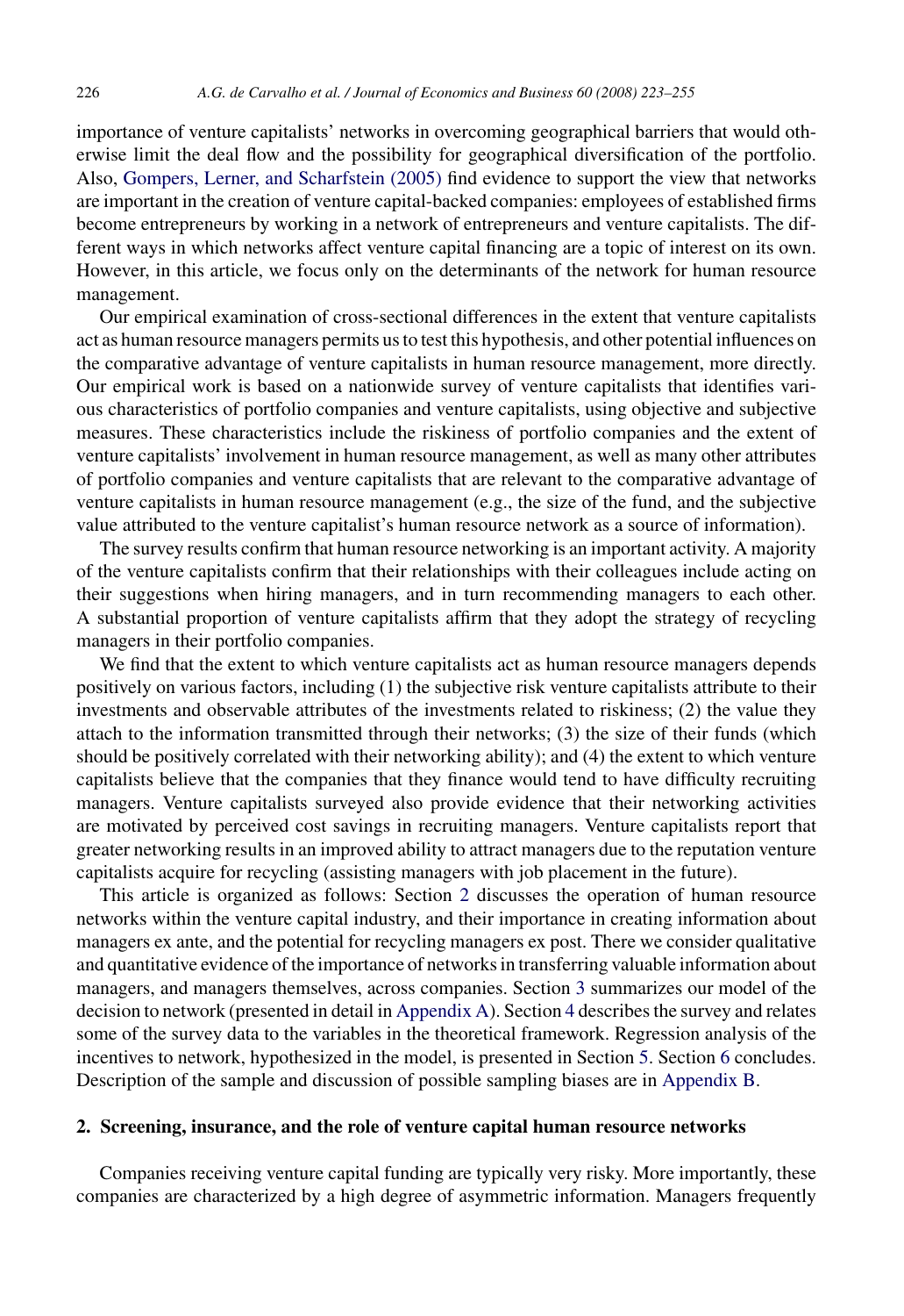importance of venture capitalists' networks in overcoming geographical barriers that would otherwise limit the deal flow and the possibility for geographical diversification of the portfolio. Also, Gompers, Lerner, and Scharfstein (2005) find evidence to support the view that networks are important in the creation of venture capital-backed companies: employees of established firms become entrepreneurs by working in a network of entrepreneurs and venture capitalists. The different ways in which networks affect venture capital financing are a topic of interest on its own. However, in this article, we focus only on the determinants of the network for human resource management.

Our empirical examination of cross-sectional differences in the extent that venture capitalists act as human resource managers permits us to test this hypothesis, and other potential influences on the comparative advantage of venture capitalists in human resource management, more directly. Our empirical work is based on a nationwide survey of venture capitalists that identifies various characteristics of portfolio companies and venture capitalists, using objective and subjective measures. These characteristics include the riskiness of portfolio companies and the extent of venture capitalists' involvement in human resource management, as well as many other attributes of portfolio companies and venture capitalists that are relevant to the comparative advantage of venture capitalists in human resource management (e.g., the size of the fund, and the subjective value attributed to the venture capitalist's human resource network as a source of information).

The survey results confirm that human resource networking is an important activity. A majority of the venture capitalists confirm that their relationships with their colleagues include acting on their suggestions when hiring managers, and in turn recommending managers to each other. A substantial proportion of venture capitalists affirm that they adopt the strategy of recycling managers in their portfolio companies.

We find that the extent to which venture capitalists act as human resource managers depends positively on various factors, including (1) the subjective risk venture capitalists attribute to their investments and observable attributes of the investments related to riskiness; (2) the value they attach to the information transmitted through their networks; (3) the size of their funds (which should be positively correlated with their networking ability); and (4) the extent to which venture capitalists believe that the companies that they finance would tend to have difficulty recruiting managers. Venture capitalists surveyed also provide evidence that their networking activities are motivated by perceived cost savings in recruiting managers. Venture capitalists report that greater networking results in an improved ability to attract managers due to the reputation venture capitalists acquire for recycling (assisting managers with job placement in the future).

This article is organized as follows: Section 2 discusses the operation of human resource networks within the venture capital industry, and their importance in creating information about managers ex ante, and the potential for recycling managers ex post. There we consider qualitative and quantitative evidence of the importance of networks in transferring valuable information about managers, and managers themselves, across companies. Section 3 summarizes our model of the decision to network (presented in detail in Appendix A). Section 4 describes the survey and relates some of the survey data to the variables in the theoretical framework. Regression analysis of the incentives to network, hypothesized in the model, is presented in Section 5. Section 6 concludes. Description of the sample and discussion of possible sampling biases are in Appendix B.

## 2. Screening, insurance, and the role of venture capital human resource networks

Companies receiving venture capital funding are typically very risky. More importantly, these companies are characterized by a high degree of asymmetric information. Managers frequently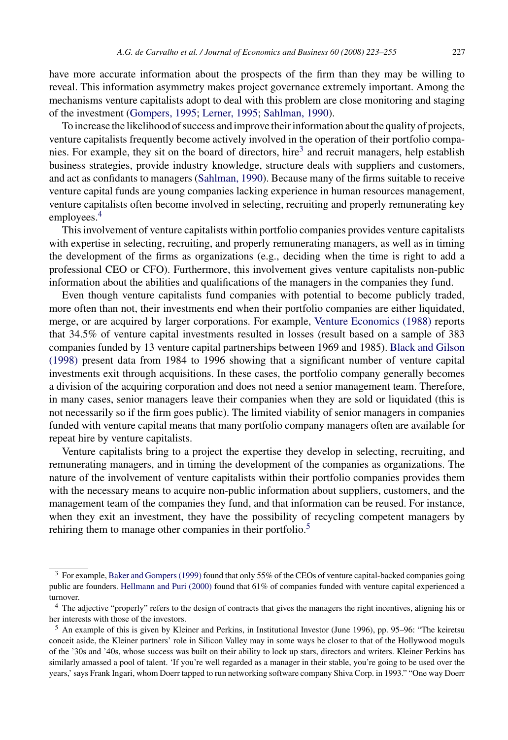have more accurate information about the prospects of the firm than they may be willing to reveal. This information asymmetry makes project governance extremely important. Among the mechanisms venture capitalists adopt to deal with this problem are close monitoring and staging of the investment (Gompers, 1995; Lerner, 1995; Sahlman, 1990).

To increase the likelihood of success and improve their information about the quality of projects, venture capitalists frequently become actively involved in the operation of their portfolio companies. For example, they sit on the board of directors, hire[3] and recruit managers, help establish business strategies, provide industry knowledge, structure deals with suppliers and customers, and act as confidants to managers (Sahlman, 1990). Because many of the firms suitable to receive venture capital funds are young companies lacking experience in human resources management, venture capitalists often become involved in selecting, recruiting and properly remunerating key employees.[4]

This involvement of venture capitalists within portfolio companies provides venture capitalists with expertise in selecting, recruiting, and properly remunerating managers, as well as in timing the development of the firms as organizations (e.g., deciding when the time is right to add a professional CEO or CFO). Furthermore, this involvement gives venture capitalists non-public information about the abilities and qualifications of the managers in the companies they fund.

Even though venture capitalists fund companies with potential to become publicly traded, more often than not, their investments end when their portfolio companies are either liquidated, merge, or are acquired by larger corporations. For example, Venture Economics (1988) reports that 34.5% of venture capital investments resulted in losses (result based on a sample of 383 companies funded by 13 venture capital partnerships between 1969 and 1985). Black and Gilson (1998) present data from 1984 to 1996 showing that a significant number of venture capital investments exit through acquisitions. In these cases, the portfolio company generally becomes a division of the acquiring corporation and does not need a senior management team. Therefore, in many cases, senior managers leave their companies when they are sold or liquidated (this is not necessarily so if the firm goes public). The limited viability of senior managers in companies funded with venture capital means that many portfolio company managers often are available for repeat hire by venture capitalists.

Venture capitalists bring to a project the expertise they develop in selecting, recruiting, and remunerating managers, and in timing the development of the companies as organizations. The nature of the involvement of venture capitalists within their portfolio companies provides them with the necessary means to acquire non-public information about suppliers, customers, and the management team of the companies they fund, and that information can be reused. For instance, when they exit an investment, they have the possibility of recycling competent managers by rehiring them to manage other companies in their portfolio.[5]

---

[3] For example, Baker and Gompers (1999) found that only 55% of the CEOs of venture capital-backed companies going public are founders. Hellmann and Puri (2000) found that 61% of companies funded with venture capital experienced a turnover.

[4] The adjective "properly" refers to the design of contracts that gives the managers the right incentives, aligning his or her interests with those of the investors.

[5] An example of this is given by Kleiner and Perkins, in Institutional Investor (June 1996), pp. 95–96: "The keiretsu conceit aside, the Kleiner partners' role in Silicon Valley may in some ways be closer to that of the Hollywood moguls of the '30s and '40s, whose success was built on their ability to lock up stars, directors and writers. Kleiner Perkins has similarly amassed a pool of talent. 'If you're well regarded as a manager in their stable, you're going to be used over the years,' says Frank Ingari, whom Doerr tapped to run networking software company Shiva Corp. in 1993." "One way Doerr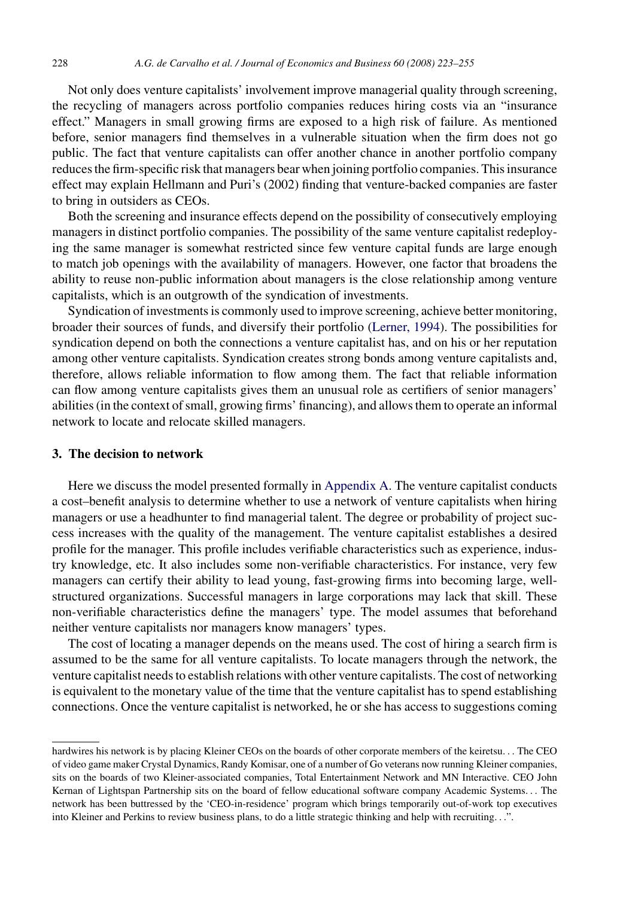Not only does venture capitalists' involvement improve managerial quality through screening, the recycling of managers across portfolio companies reduces hiring costs via an "insurance effect." Managers in small growing firms are exposed to a high risk of failure. As mentioned before, senior managers find themselves in a vulnerable situation when the firm does not go public. The fact that venture capitalists can offer another chance in another portfolio company reduces the firm-specific risk that managers bear when joining portfolio companies. This insurance effect may explain Hellmann and Puri's (2002) finding that venture-backed companies are faster to bring in outsiders as CEOs.

Both the screening and insurance effects depend on the possibility of consecutively employing managers in distinct portfolio companies. The possibility of the same venture capitalist redeploying the same manager is somewhat restricted since few venture capital funds are large enough to match job openings with the availability of managers. However, one factor that broadens the ability to reuse non-public information about managers is the close relationship among venture capitalists, which is an outgrowth of the syndication of investments.

Syndication of investments is commonly used to improve screening, achieve better monitoring, broader their sources of funds, and diversify their portfolio (Lerner, 1994). The possibilities for syndication depend on both the connections a venture capitalist has, and on his or her reputation among other venture capitalists. Syndication creates strong bonds among venture capitalists and, therefore, allows reliable information to flow among them. The fact that reliable information can flow among venture capitalists gives them an unusual role as certifiers of senior managers' abilities (in the context of small, growing firms' financing), and allows them to operate an informal network to locate and relocate skilled managers.

## 3. The decision to network

Here we discuss the model presented formally in Appendix A. The venture capitalist conducts a cost–benefit analysis to determine whether to use a network of venture capitalists when hiring managers or use a headhunter to find managerial talent. The degree or probability of project success increases with the quality of the management. The venture capitalist establishes a desired profile for the manager. This profile includes verifiable characteristics such as experience, industry knowledge, etc. It also includes some non-verifiable characteristics. For instance, very few managers can certify their ability to lead young, fast-growing firms into becoming large, well-structured organizations. Successful managers in large corporations may lack that skill. These non-verifiable characteristics define the managers' type. The model assumes that beforehand neither venture capitalists nor managers know managers' types.

The cost of locating a manager depends on the means used. The cost of hiring a search firm is assumed to be the same for all venture capitalists. To locate managers through the network, the venture capitalist needs to establish relations with other venture capitalists. The cost of networking is equivalent to the monetary value of the time that the venture capitalist has to spend establishing connections. Once the venture capitalist is networked, he or she has access to suggestions coming

---

hardwires his network is by placing Kleiner CEOs on the boards of other corporate members of the keiretsu... The CEO of video game maker Crystal Dynamics, Randy Komisar, one of a number of Go veterans now running Kleiner companies, sits on the boards of two Kleiner-associated companies, Total Entertainment Network and MN Interactive. CEO John Kernan of Lightspan Partnership sits on the board of fellow educational software company Academic Systems... The network has been buttressed by the 'CEO-in-residence' program which brings temporarily out-of-work top executives into Kleiner and Perkins to review business plans, to do a little strategic thinking and help with recruiting...".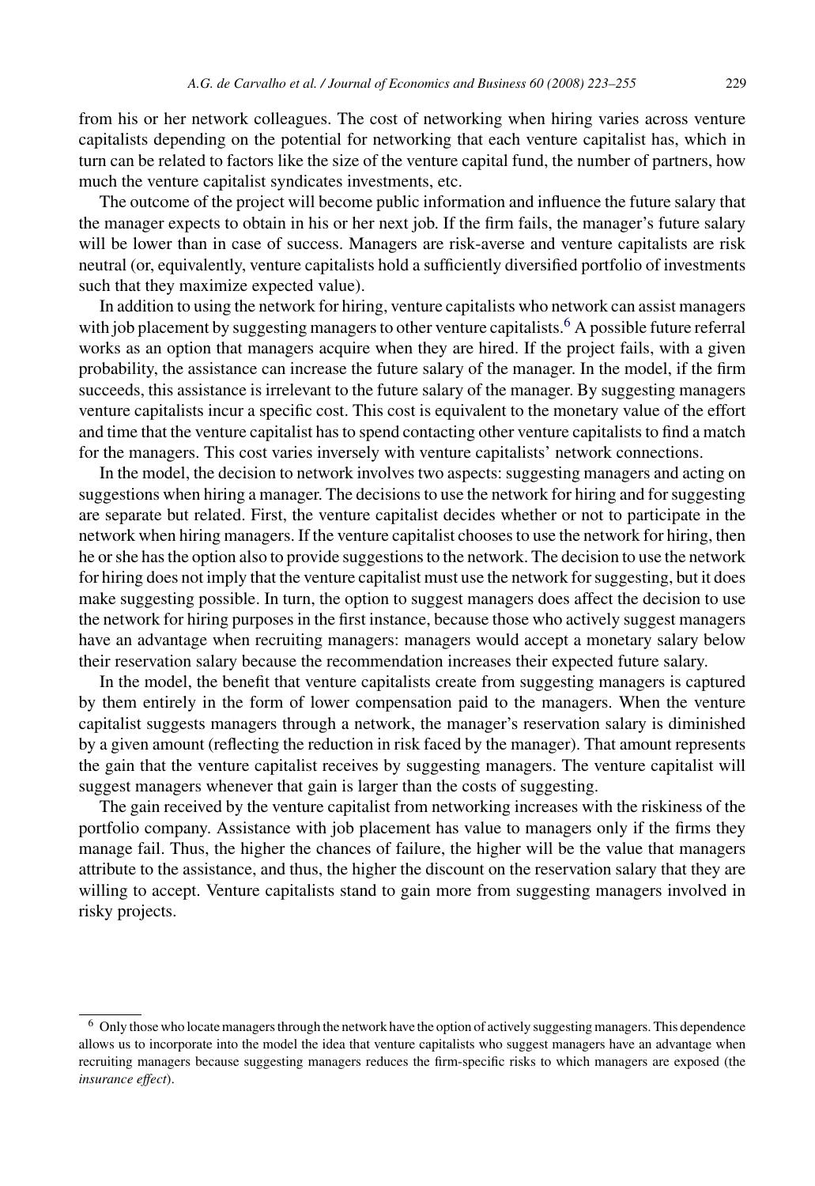from his or her network colleagues. The cost of networking when hiring varies across venture capitalists depending on the potential for networking that each venture capitalist has, which in turn can be related to factors like the size of the venture capital fund, the number of partners, how much the venture capitalist syndicates investments, etc.

The outcome of the project will become public information and influence the future salary that the manager expects to obtain in his or her next job. If the firm fails, the manager's future salary will be lower than in case of success. Managers are risk-averse and venture capitalists are risk neutral (or, equivalently, venture capitalists hold a sufficiently diversified portfolio of investments such that they maximize expected value).

In addition to using the network for hiring, venture capitalists who network can assist managers with job placement by suggesting managers to other venture capitalists.[6] A possible future referral works as an option that managers acquire when they are hired. If the project fails, with a given probability, the assistance can increase the future salary of the manager. In the model, if the firm succeeds, this assistance is irrelevant to the future salary of the manager. By suggesting managers venture capitalists incur a specific cost. This cost is equivalent to the monetary value of the effort and time that the venture capitalist has to spend contacting other venture capitalists to find a match for the managers. This cost varies inversely with venture capitalists' network connections.

In the model, the decision to network involves two aspects: suggesting managers and acting on suggestions when hiring a manager. The decisions to use the network for hiring and for suggesting are separate but related. First, the venture capitalist decides whether or not to participate in the network when hiring managers. If the venture capitalist chooses to use the network for hiring, then he or she has the option also to provide suggestions to the network. The decision to use the network for hiring does not imply that the venture capitalist must use the network for suggesting, but it does make suggesting possible. In turn, the option to suggest managers does affect the decision to use the network for hiring purposes in the first instance, because those who actively suggest managers have an advantage when recruiting managers: managers would accept a monetary salary below their reservation salary because the recommendation increases their expected future salary.

In the model, the benefit that venture capitalists create from suggesting managers is captured by them entirely in the form of lower compensation paid to the managers. When the venture capitalist suggests managers through a network, the manager's reservation salary is diminished by a given amount (reflecting the reduction in risk faced by the manager). That amount represents the gain that the venture capitalist receives by suggesting managers. The venture capitalist will suggest managers whenever that gain is larger than the costs of suggesting.

The gain received by the venture capitalist from networking increases with the riskiness of the portfolio company. Assistance with job placement has value to managers only if the firms they manage fail. Thus, the higher the chances of failure, the higher will be the value that managers attribute to the assistance, and thus, the higher the discount on the reservation salary that they are willing to accept. Venture capitalists stand to gain more from suggesting managers involved in risky projects.

[6] Only those who locate managers through the network have the option of actively suggesting managers. This dependence allows us to incorporate into the model the idea that venture capitalists who suggest managers have an advantage when recruiting managers because suggesting managers reduces the firm-specific risks to which managers are exposed (the *insurance effect*).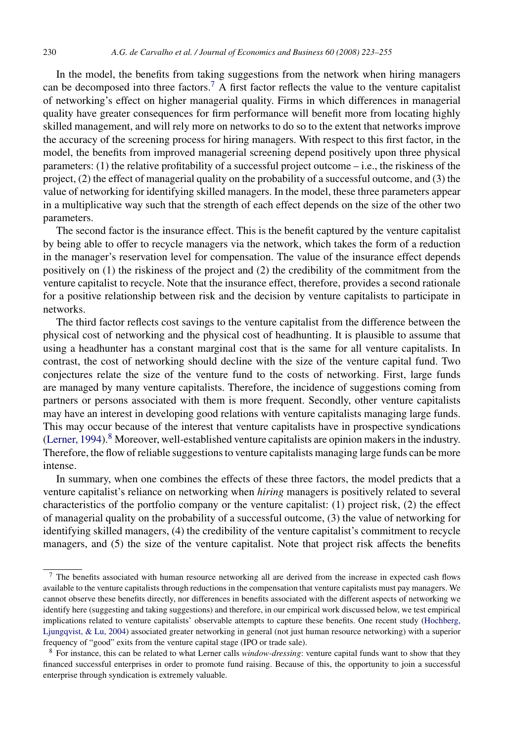In the model, the benefits from taking suggestions from the network when hiring managers can be decomposed into three factors.[7] A first factor reflects the value to the venture capitalist of networking's effect on higher managerial quality. Firms in which differences in managerial quality have greater consequences for firm performance will benefit more from locating highly skilled management, and will rely more on networks to do so to the extent that networks improve the accuracy of the screening process for hiring managers. With respect to this first factor, in the model, the benefits from improved managerial screening depend positively upon three physical parameters: (1) the relative profitability of a successful project outcome – i.e., the riskiness of the project, (2) the effect of managerial quality on the probability of a successful outcome, and (3) the value of networking for identifying skilled managers. In the model, these three parameters appear in a multiplicative way such that the strength of each effect depends on the size of the other two parameters.

The second factor is the insurance effect. This is the benefit captured by the venture capitalist by being able to offer to recycle managers via the network, which takes the form of a reduction in the manager's reservation level for compensation. The value of the insurance effect depends positively on (1) the riskiness of the project and (2) the credibility of the commitment from the venture capitalist to recycle. Note that the insurance effect, therefore, provides a second rationale for a positive relationship between risk and the decision by venture capitalists to participate in networks.

The third factor reflects cost savings to the venture capitalist from the difference between the physical cost of networking and the physical cost of headhunting. It is plausible to assume that using a headhunter has a constant marginal cost that is the same for all venture capitalists. In contrast, the cost of networking should decline with the size of the venture capital fund. Two conjectures relate the size of the venture fund to the costs of networking. First, large funds are managed by many venture capitalists. Therefore, the incidence of suggestions coming from partners or persons associated with them is more frequent. Secondly, other venture capitalists may have an interest in developing good relations with venture capitalists managing large funds. This may occur because of the interest that venture capitalists have in prospective syndications (Lerner, 1994).[8] Moreover, well-established venture capitalists are opinion makers in the industry. Therefore, the flow of reliable suggestions to venture capitalists managing large funds can be more intense.

In summary, when one combines the effects of these three factors, the model predicts that a venture capitalist's reliance on networking when *hiring* managers is positively related to several characteristics of the portfolio company or the venture capitalist: (1) project risk, (2) the effect of managerial quality on the probability of a successful outcome, (3) the value of networking for identifying skilled managers, (4) the credibility of the venture capitalist's commitment to recycle managers, and (5) the size of the venture capitalist. Note that project risk affects the benefits

---

[7] The benefits associated with human resource networking all are derived from the increase in expected cash flows available to the venture capitalists through reductions in the compensation that venture capitalists must pay managers. We cannot observe these benefits directly, nor differences in benefits associated with the different aspects of networking we identify here (suggesting and taking suggestions) and therefore, in our empirical work discussed below, we test empirical implications related to venture capitalists' observable attempts to capture these benefits. One recent study (Hochberg, Ljungqvist, & Lu, 2004) associated greater networking in general (not just human resource networking) with a superior frequency of "good" exits from the venture capital stage (IPO or trade sale).

[8] For instance, this can be related to what Lerner calls *window-dressing*: venture capital funds want to show that they financed successful enterprises in order to promote fund raising. Because of this, the opportunity to join a successful enterprise through syndication is extremely valuable.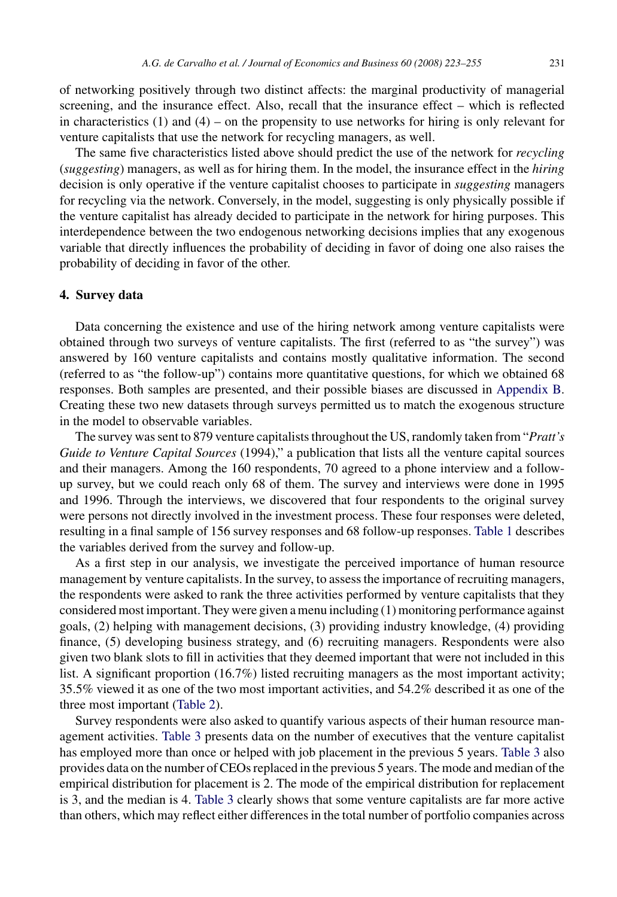of networking positively through two distinct affects: the marginal productivity of managerial screening, and the insurance effect. Also, recall that the insurance effect – which is reflected in characteristics (1) and (4) – on the propensity to use networks for hiring is only relevant for venture capitalists that use the network for recycling managers, as well.

The same five characteristics listed above should predict the use of the network for *recycling* (*suggesting*) managers, as well as for hiring them. In the model, the insurance effect in the *hiring* decision is only operative if the venture capitalist chooses to participate in *suggesting* managers for recycling via the network. Conversely, in the model, suggesting is only physically possible if the venture capitalist has already decided to participate in the network for hiring purposes. This interdependence between the two endogenous networking decisions implies that any exogenous variable that directly influences the probability of deciding in favor of doing one also raises the probability of deciding in favor of the other.

## 4. Survey data

Data concerning the existence and use of the hiring network among venture capitalists were obtained through two surveys of venture capitalists. The first (referred to as "the survey") was answered by 160 venture capitalists and contains mostly qualitative information. The second (referred to as "the follow-up") contains more quantitative questions, for which we obtained 68 responses. Both samples are presented, and their possible biases are discussed in Appendix B. Creating these two new datasets through surveys permitted us to match the exogenous structure in the model to observable variables.

The survey was sent to 879 venture capitalists throughout the US, randomly taken from "*Pratt's Guide to Venture Capital Sources* (1994)," a publication that lists all the venture capital sources and their managers. Among the 160 respondents, 70 agreed to a phone interview and a follow-up survey, but we could reach only 68 of them. The survey and interviews were done in 1995 and 1996. Through the interviews, we discovered that four respondents to the original survey were persons not directly involved in the investment process. These four responses were deleted, resulting in a final sample of 156 survey responses and 68 follow-up responses. Table 1 describes the variables derived from the survey and follow-up.

As a first step in our analysis, we investigate the perceived importance of human resource management by venture capitalists. In the survey, to assess the importance of recruiting managers, the respondents were asked to rank the three activities performed by venture capitalists that they considered most important. They were given a menu including (1) monitoring performance against goals, (2) helping with management decisions, (3) providing industry knowledge, (4) providing finance, (5) developing business strategy, and (6) recruiting managers. Respondents were also given two blank slots to fill in activities that they deemed important that were not included in this list. A significant proportion (16.7%) listed recruiting managers as the most important activity; 35.5% viewed it as one of the two most important activities, and 54.2% described it as one of the three most important (Table 2).

Survey respondents were also asked to quantify various aspects of their human resource management activities. Table 3 presents data on the number of executives that the venture capitalist has employed more than once or helped with job placement in the previous 5 years. Table 3 also provides data on the number of CEOs replaced in the previous 5 years. The mode and median of the empirical distribution for placement is 2. The mode of the empirical distribution for replacement is 3, and the median is 4. Table 3 clearly shows that some venture capitalists are far more active than others, which may reflect either differences in the total number of portfolio companies across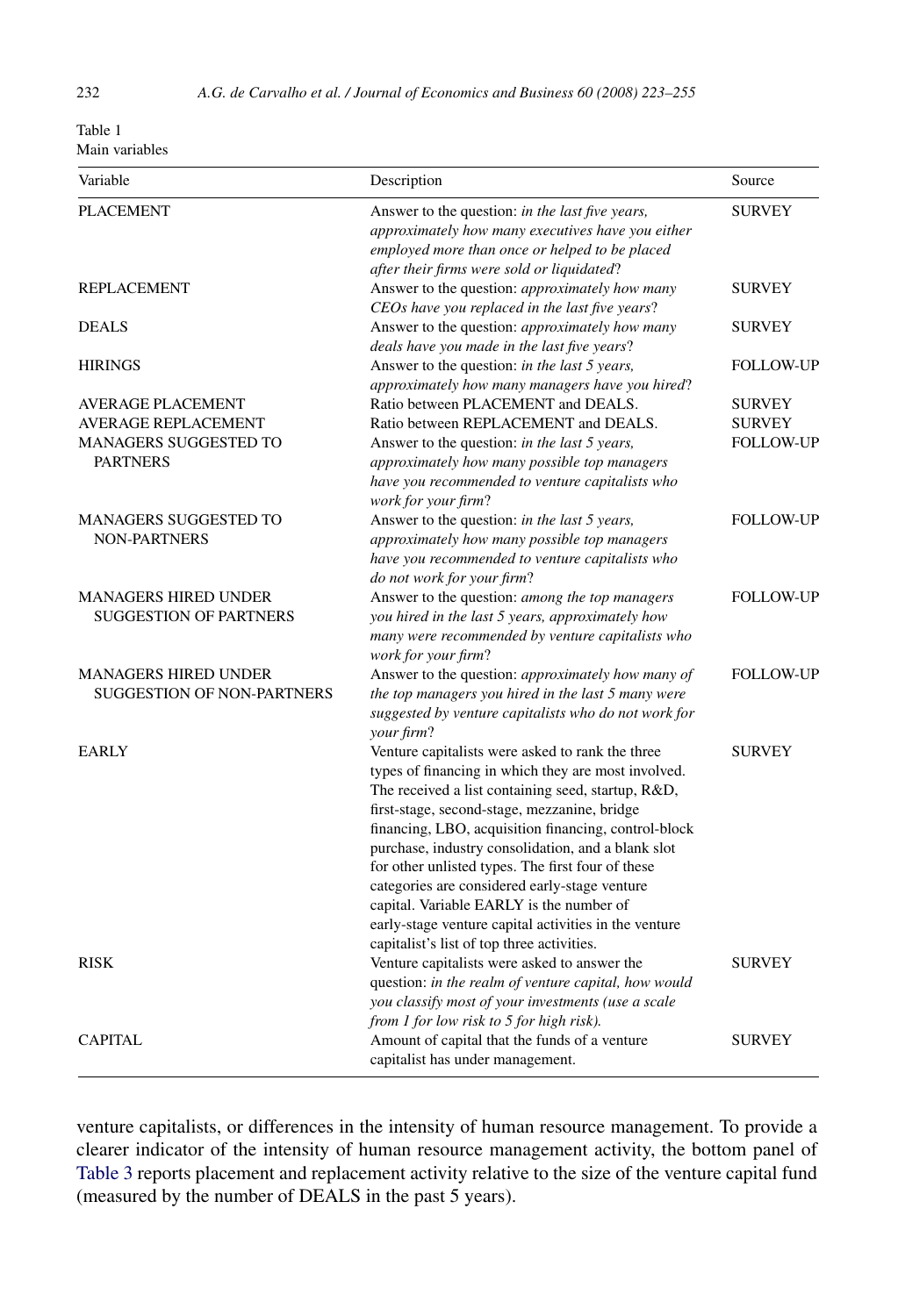Table 1
Main variables

| Variable | Description | Source |
|---|---|---|
| PLACEMENT | Answer to the question: *in the last five years, approximately how many executives have you either employed more than once or helped to be placed after their firms were sold or liquidated*? | SURVEY |
| REPLACEMENT | Answer to the question: *approximately how many CEOs have you replaced in the last five years*? | SURVEY |
| DEALS | Answer to the question: *approximately how many deals have you made in the last five years*? | SURVEY |
| HIRINGS | Answer to the question: *in the last 5 years, approximately how many managers have you hired*? | FOLLOW-UP |
| AVERAGE PLACEMENT | Ratio between PLACEMENT and DEALS. | SURVEY |
| AVERAGE REPLACEMENT | Ratio between REPLACEMENT and DEALS. | SURVEY |
| MANAGERS SUGGESTED TO PARTNERS | Answer to the question: *in the last 5 years, approximately how many possible top managers have you recommended to venture capitalists who work for your firm*? | FOLLOW-UP |
| MANAGERS SUGGESTED TO NON-PARTNERS | Answer to the question: *in the last 5 years, approximately how many possible top managers have you recommended to venture capitalists who do not work for your firm*? | FOLLOW-UP |
| MANAGERS HIRED UNDER SUGGESTION OF PARTNERS | Answer to the question: *among the top managers you hired in the last 5 years, approximately how many were recommended by venture capitalists who work for your firm*? | FOLLOW-UP |
| MANAGERS HIRED UNDER SUGGESTION OF NON-PARTNERS | Answer to the question: *approximately how many of the top managers you hired in the last 5 many were suggested by venture capitalists who do not work for your firm*? | FOLLOW-UP |
| EARLY | Venture capitalists were asked to rank the three types of financing in which they are most involved. The received a list containing seed, startup, R&D, first-stage, second-stage, mezzanine, bridge financing, LBO, acquisition financing, control-block purchase, industry consolidation, and a blank slot for other unlisted types. The first four of these categories are considered early-stage venture capital. Variable EARLY is the number of early-stage venture capital activities in the venture capitalist's list of top three activities. | SURVEY |
| RISK | Venture capitalists were asked to answer the question: *in the realm of venture capital, how would you classify most of your investments (use a scale from 1 for low risk to 5 for high risk).* | SURVEY |
| CAPITAL | Amount of capital that the funds of a venture capitalist has under management. | SURVEY |

venture capitalists, or differences in the intensity of human resource management. To provide a clearer indicator of the intensity of human resource management activity, the bottom panel of Table 3 reports placement and replacement activity relative to the size of the venture capital fund (measured by the number of DEALS in the past 5 years).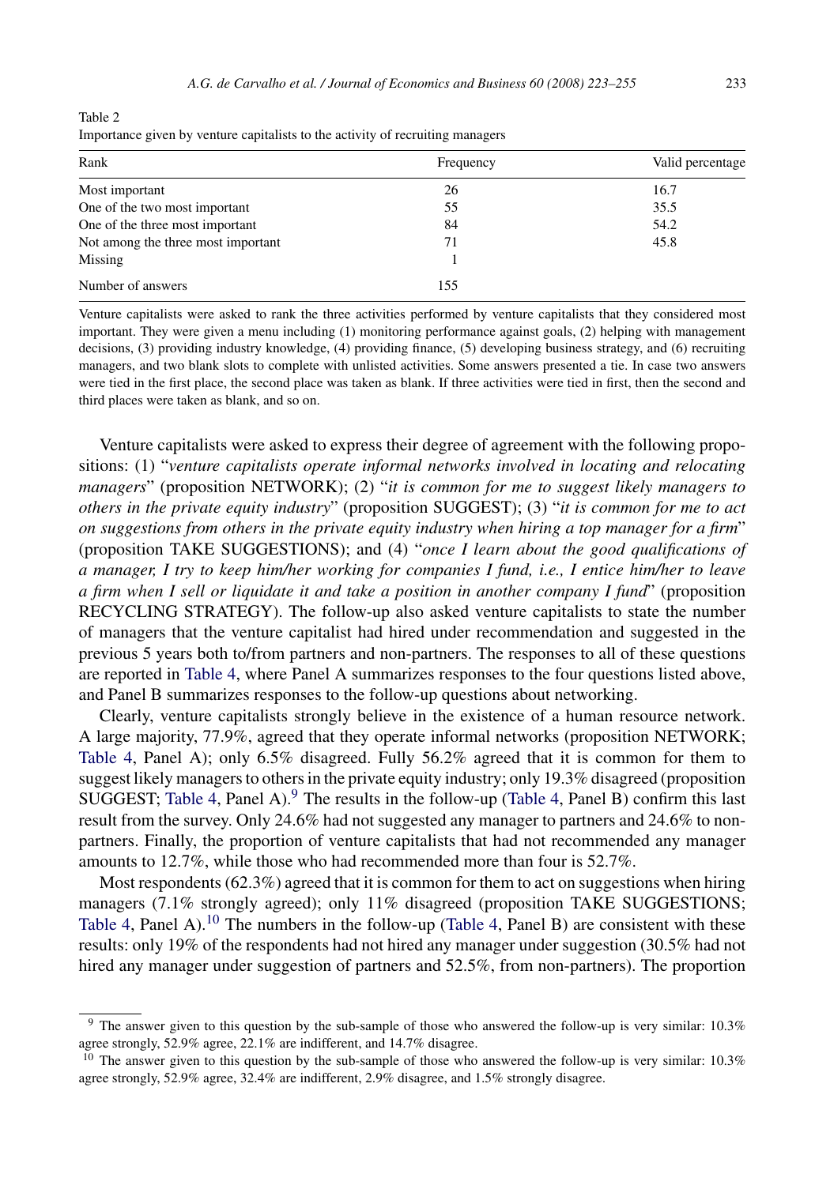Table 2
Importance given by venture capitalists to the activity of recruiting managers

| Rank | Frequency | Valid percentage |
|---|---|---|
| Most important | 26 | 16.7 |
| One of the two most important | 55 | 35.5 |
| One of the three most important | 84 | 54.2 |
| Not among the three most important | 71 | 45.8 |
| Missing | 1 | |
| Number of answers | 155 | |

Venture capitalists were asked to rank the three activities performed by venture capitalists that they considered most important. They were given a menu including (1) monitoring performance against goals, (2) helping with management decisions, (3) providing industry knowledge, (4) providing finance, (5) developing business strategy, and (6) recruiting managers, and two blank slots to complete with unlisted activities. Some answers presented a tie. In case two answers were tied in the first place, the second place was taken as blank. If three activities were tied in first, then the second and third places were taken as blank, and so on.

Venture capitalists were asked to express their degree of agreement with the following propositions: (1) "*venture capitalists operate informal networks involved in locating and relocating managers*" (proposition NETWORK); (2) "*it is common for me to suggest likely managers to others in the private equity industry*" (proposition SUGGEST); (3) "*it is common for me to act on suggestions from others in the private equity industry when hiring a top manager for a firm*" (proposition TAKE SUGGESTIONS); and (4) "*once I learn about the good qualifications of a manager, I try to keep him/her working for companies I fund, i.e., I entice him/her to leave a firm when I sell or liquidate it and take a position in another company I fund*" (proposition RECYCLING STRATEGY). The follow-up also asked venture capitalists to state the number of managers that the venture capitalist had hired under recommendation and suggested in the previous 5 years both to/from partners and non-partners. The responses to all of these questions are reported in Table 4, where Panel A summarizes responses to the four questions listed above, and Panel B summarizes responses to the follow-up questions about networking.

Clearly, venture capitalists strongly believe in the existence of a human resource network. A large majority, 77.9%, agreed that they operate informal networks (proposition NETWORK; Table 4, Panel A); only 6.5% disagreed. Fully 56.2% agreed that it is common for them to suggest likely managers to others in the private equity industry; only 19.3% disagreed (proposition SUGGEST; Table 4, Panel A).[9] The results in the follow-up (Table 4, Panel B) confirm this last result from the survey. Only 24.6% had not suggested any manager to partners and 24.6% to non-partners. Finally, the proportion of venture capitalists that had not recommended any manager amounts to 12.7%, while those who had recommended more than four is 52.7%.

Most respondents (62.3%) agreed that it is common for them to act on suggestions when hiring managers (7.1% strongly agreed); only 11% disagreed (proposition TAKE SUGGESTIONS; Table 4, Panel A).[10] The numbers in the follow-up (Table 4, Panel B) are consistent with these results: only 19% of the respondents had not hired any manager under suggestion (30.5% had not hired any manager under suggestion of partners and 52.5%, from non-partners). The proportion

[9] The answer given to this question by the sub-sample of those who answered the follow-up is very similar: 10.3% agree strongly, 52.9% agree, 22.1% are indifferent, and 14.7% disagree.

[10] The answer given to this question by the sub-sample of those who answered the follow-up is very similar: 10.3% agree strongly, 52.9% agree, 32.4% are indifferent, 2.9% disagree, and 1.5% strongly disagree.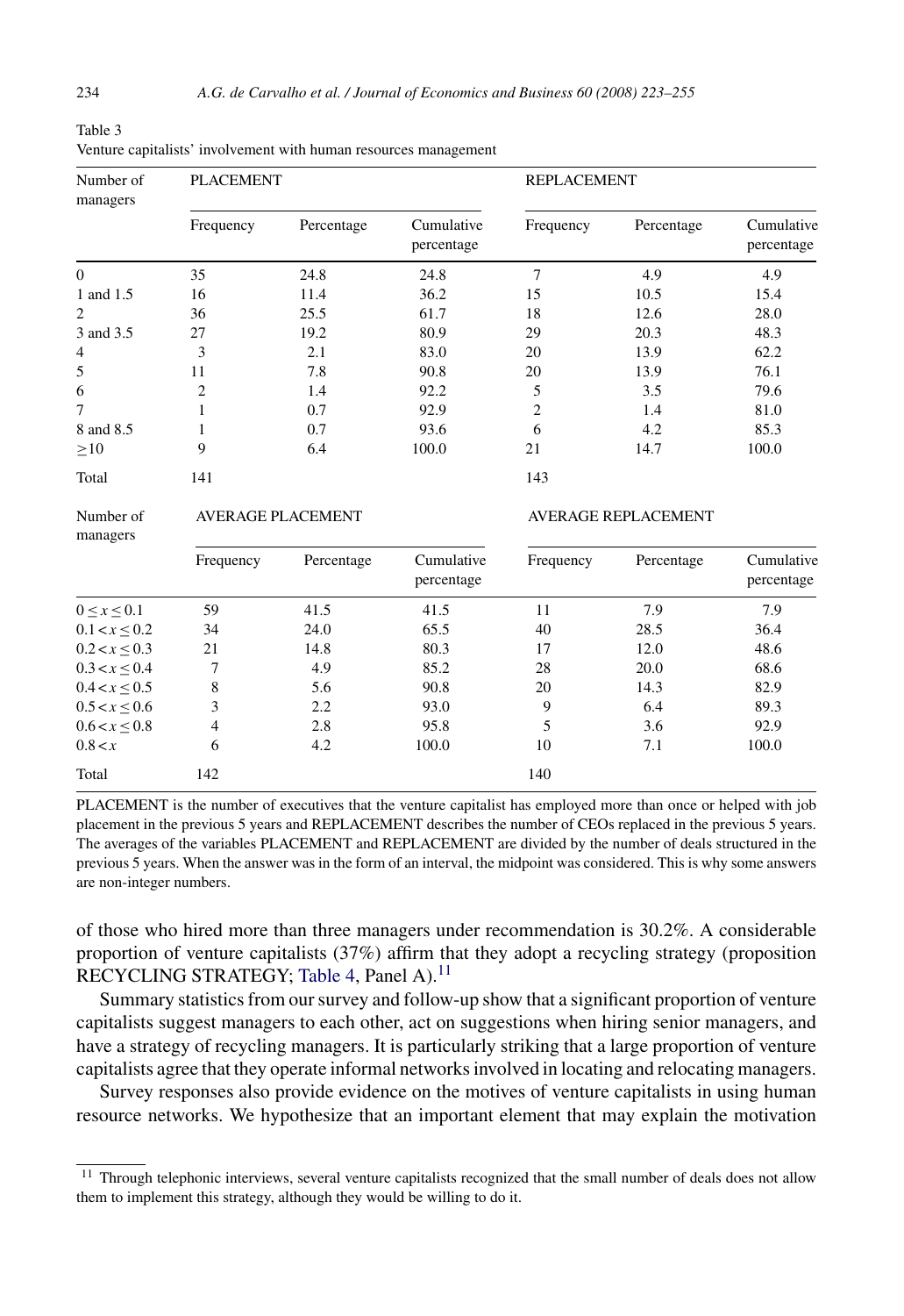Table 3
Venture capitalists' involvement with human resources management

| Number of managers | PLACEMENT | | | REPLACEMENT | | |
|---|---|---|---|---|---|---|
| | Frequency | Percentage | Cumulative percentage | Frequency | Percentage | Cumulative percentage |
| 0 | 35 | 24.8 | 24.8 | 7 | 4.9 | 4.9 |
| 1 and 1.5 | 16 | 11.4 | 36.2 | 15 | 10.5 | 15.4 |
| 2 | 36 | 25.5 | 61.7 | 18 | 12.6 | 28.0 |
| 3 and 3.5 | 27 | 19.2 | 80.9 | 29 | 20.3 | 48.3 |
| 4 | 3 | 2.1 | 83.0 | 20 | 13.9 | 62.2 |
| 5 | 11 | 7.8 | 90.8 | 20 | 13.9 | 76.1 |
| 6 | 2 | 1.4 | 92.2 | 5 | 3.5 | 79.6 |
| 7 | 1 | 0.7 | 92.9 | 2 | 1.4 | 81.0 |
| 8 and 8.5 | 1 | 0.7 | 93.6 | 6 | 4.2 | 85.3 |
| ≥10 | 9 | 6.4 | 100.0 | 21 | 14.7 | 100.0 |
| Total | 141 | | | 143 | | |

| Number of managers | AVERAGE PLACEMENT | | | AVERAGE REPLACEMENT | | |
|---|---|---|---|---|---|---|
| | Frequency | Percentage | Cumulative percentage | Frequency | Percentage | Cumulative percentage |
| $0 \leq x \leq 0.1$ | 59 | 41.5 | 41.5 | 11 | 7.9 | 7.9 |
| $0.1 < x \leq 0.2$ | 34 | 24.0 | 65.5 | 40 | 28.5 | 36.4 |
| $0.2 < x \leq 0.3$ | 21 | 14.8 | 80.3 | 17 | 12.0 | 48.6 |
| $0.3 < x \leq 0.4$ | 7 | 4.9 | 85.2 | 28 | 20.0 | 68.6 |
| $0.4 < x \leq 0.5$ | 8 | 5.6 | 90.8 | 20 | 14.3 | 82.9 |
| $0.5 < x \leq 0.6$ | 3 | 2.2 | 93.0 | 9 | 6.4 | 89.3 |
| $0.6 < x \leq 0.8$ | 4 | 2.8 | 95.8 | 5 | 3.6 | 92.9 |
| $0.8 < x$ | 6 | 4.2 | 100.0 | 10 | 7.1 | 100.0 |
| Total | 142 | | | 140 | | |

PLACEMENT is the number of executives that the venture capitalist has employed more than once or helped with job placement in the previous 5 years and REPLACEMENT describes the number of CEOs replaced in the previous 5 years. The averages of the variables PLACEMENT and REPLACEMENT are divided by the number of deals structured in the previous 5 years. When the answer was in the form of an interval, the midpoint was considered. This is why some answers are non-integer numbers.

of those who hired more than three managers under recommendation is 30.2%. A considerable proportion of venture capitalists (37%) affirm that they adopt a recycling strategy (proposition RECYCLING STRATEGY; Table 4, Panel A).[11]

Summary statistics from our survey and follow-up show that a significant proportion of venture capitalists suggest managers to each other, act on suggestions when hiring senior managers, and have a strategy of recycling managers. It is particularly striking that a large proportion of venture capitalists agree that they operate informal networks involved in locating and relocating managers.

Survey responses also provide evidence on the motives of venture capitalists in using human resource networks. We hypothesize that an important element that may explain the motivation

[11] Through telephonic interviews, several venture capitalists recognized that the small number of deals does not allow them to implement this strategy, although they would be willing to do it.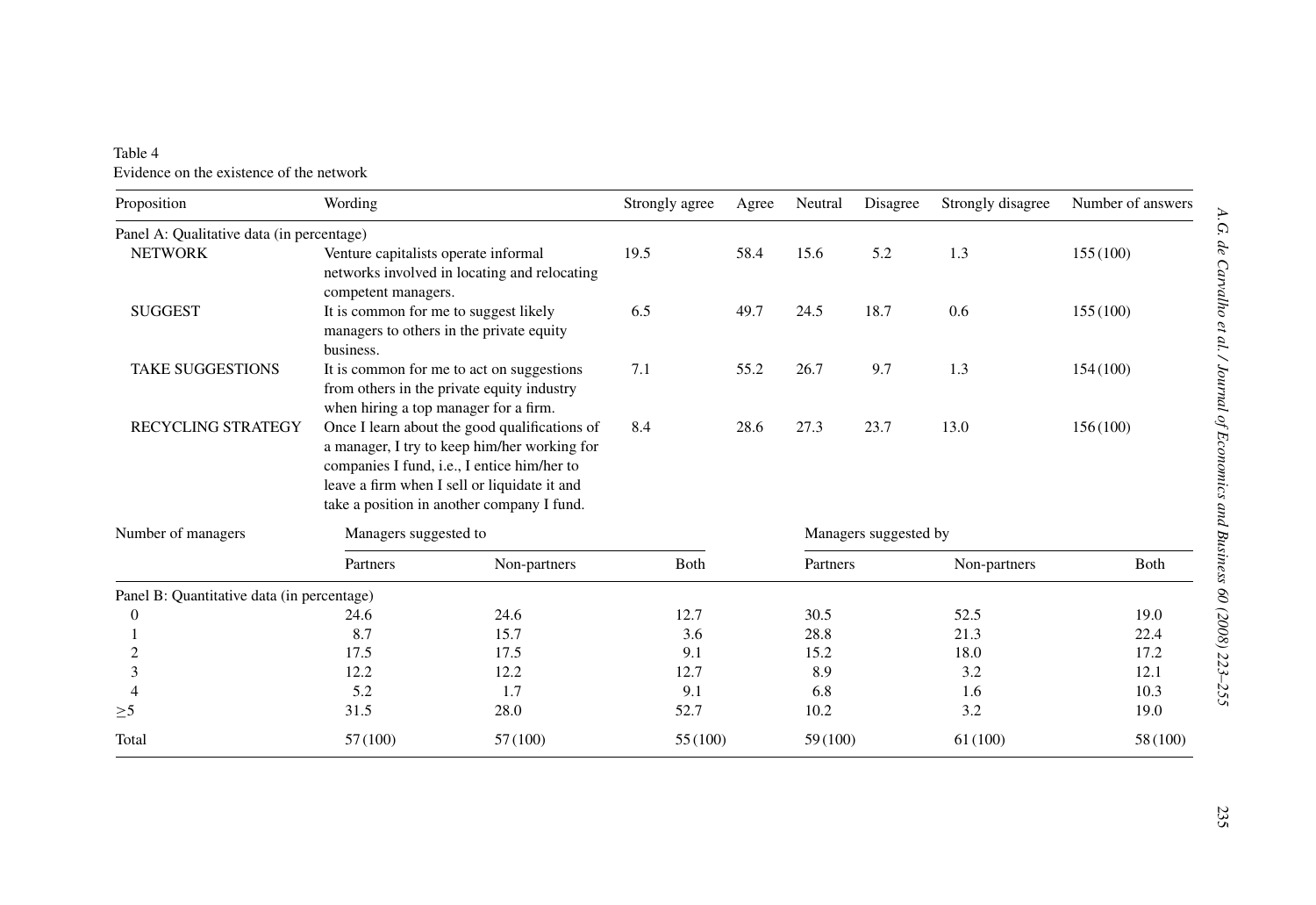Table 4
Evidence on the existence of the network

| Proposition | Wording | Strongly agree | Agree | Neutral | Disagree | Strongly disagree | Number of answers |
|---|---|---|---|---|---|---|---|
| Panel A: Qualitative data (in percentage) | | | | | | | |
| NETWORK | Venture capitalists operate informal networks involved in locating and relocating competent managers. | 19.5 | 58.4 | 15.6 | 5.2 | 1.3 | 155 (100) |
| SUGGEST | It is common for me to suggest likely managers to others in the private equity business. | 6.5 | 49.7 | 24.5 | 18.7 | 0.6 | 155 (100) |
| TAKE SUGGESTIONS | It is common for me to act on suggestions from others in the private equity industry when hiring a top manager for a firm. | 7.1 | 55.2 | 26.7 | 9.7 | 1.3 | 154 (100) |
| RECYCLING STRATEGY | Once I learn about the good qualifications of a manager, I try to keep him/her working for companies I fund, i.e., I entice him/her to leave a firm when I sell or liquidate it and take a position in another company I fund. | 8.4 | 28.6 | 27.3 | 23.7 | 13.0 | 156 (100) |

| Number of managers | Managers suggested to | | | Managers suggested by | | |
|---|---|---|---|---|---|---|
| | Partners | Non-partners | Both | Partners | Non-partners | Both |
| Panel B: Quantitative data (in percentage) | | | | | | |
| 0 | 24.6 | 24.6 | 12.7 | 30.5 | 52.5 | 19.0 |
| 1 | 8.7 | 15.7 | 3.6 | 28.8 | 21.3 | 22.4 |
| 2 | 17.5 | 17.5 | 9.1 | 15.2 | 18.0 | 17.2 |
| 3 | 12.2 | 12.2 | 12.7 | 8.9 | 3.2 | 12.1 |
| 4 | 5.2 | 1.7 | 9.1 | 6.8 | 1.6 | 10.3 |
| ≥5 | 31.5 | 28.0 | 52.7 | 10.2 | 3.2 | 19.0 |
| Total | 57 (100) | 57 (100) | 55 (100) | 59 (100) | 61 (100) | 58 (100) |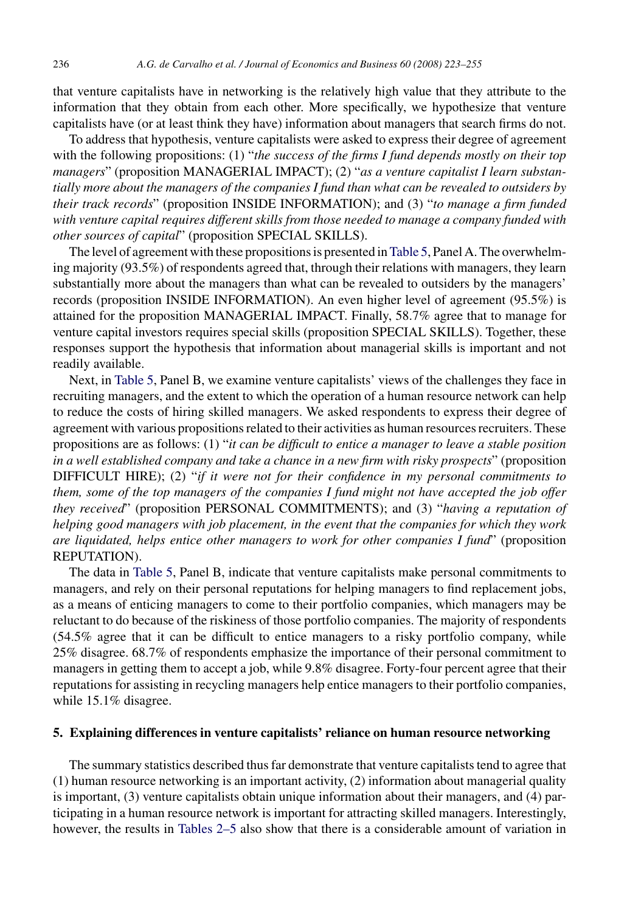that venture capitalists have in networking is the relatively high value that they attribute to the information that they obtain from each other. More specifically, we hypothesize that venture capitalists have (or at least think they have) information about managers that search firms do not.

To address that hypothesis, venture capitalists were asked to express their degree of agreement with the following propositions: (1) "*the success of the firms I fund depends mostly on their top managers*" (proposition MANAGERIAL IMPACT); (2) "*as a venture capitalist I learn substantially more about the managers of the companies I fund than what can be revealed to outsiders by their track records*" (proposition INSIDE INFORMATION); and (3) "*to manage a firm funded with venture capital requires different skills from those needed to manage a company funded with other sources of capital*" (proposition SPECIAL SKILLS).

The level of agreement with these propositions is presented in Table 5, Panel A. The overwhelming majority (93.5%) of respondents agreed that, through their relations with managers, they learn substantially more about the managers than what can be revealed to outsiders by the managers' records (proposition INSIDE INFORMATION). An even higher level of agreement (95.5%) is attained for the proposition MANAGERIAL IMPACT. Finally, 58.7% agree that to manage for venture capital investors requires special skills (proposition SPECIAL SKILLS). Together, these responses support the hypothesis that information about managerial skills is important and not readily available.

Next, in Table 5, Panel B, we examine venture capitalists' views of the challenges they face in recruiting managers, and the extent to which the operation of a human resource network can help to reduce the costs of hiring skilled managers. We asked respondents to express their degree of agreement with various propositions related to their activities as human resources recruiters. These propositions are as follows: (1) "*it can be difficult to entice a manager to leave a stable position in a well established company and take a chance in a new firm with risky prospects*" (proposition DIFFICULT HIRE); (2) "*if it were not for their confidence in my personal commitments to them, some of the top managers of the companies I fund might not have accepted the job offer they received*" (proposition PERSONAL COMMITMENTS); and (3) "*having a reputation of helping good managers with job placement, in the event that the companies for which they work are liquidated, helps entice other managers to work for other companies I fund*" (proposition REPUTATION).

The data in Table 5, Panel B, indicate that venture capitalists make personal commitments to managers, and rely on their personal reputations for helping managers to find replacement jobs, as a means of enticing managers to come to their portfolio companies, which managers may be reluctant to do because of the riskiness of those portfolio companies. The majority of respondents (54.5% agree that it can be difficult to entice managers to a risky portfolio company, while 25% disagree. 68.7% of respondents emphasize the importance of their personal commitment to managers in getting them to accept a job, while 9.8% disagree. Forty-four percent agree that their reputations for assisting in recycling managers help entice managers to their portfolio companies, while 15.1% disagree.

## 5. Explaining differences in venture capitalists' reliance on human resource networking

The summary statistics described thus far demonstrate that venture capitalists tend to agree that (1) human resource networking is an important activity, (2) information about managerial quality is important, (3) venture capitalists obtain unique information about their managers, and (4) participating in a human resource network is important for attracting skilled managers. Interestingly, however, the results in Tables 2–5 also show that there is a considerable amount of variation in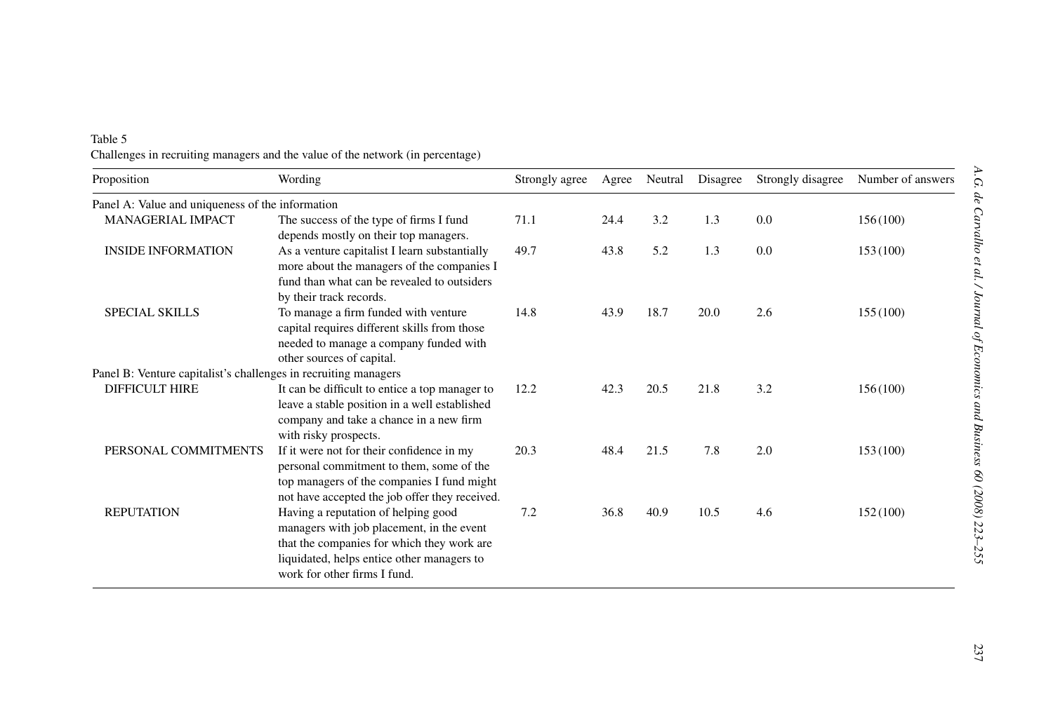Table 5
Challenges in recruiting managers and the value of the network (in percentage)

| Proposition | Wording | Strongly agree | Agree | Neutral | Disagree | Strongly disagree | Number of answers |
|---|---|---|---|---|---|---|---|
| Panel A: Value and uniqueness of the information | | | | | | | |
| MANAGERIAL IMPACT | The success of the type of firms I fund depends mostly on their top managers. | 71.1 | 24.4 | 3.2 | 1.3 | 0.0 | 156 (100) |
| INSIDE INFORMATION | As a venture capitalist I learn substantially more about the managers of the companies I fund than what can be revealed to outsiders by their track records. | 49.7 | 43.8 | 5.2 | 1.3 | 0.0 | 153 (100) |
| SPECIAL SKILLS | To manage a firm funded with venture capital requires different skills from those needed to manage a company funded with other sources of capital. | 14.8 | 43.9 | 18.7 | 20.0 | 2.6 | 155 (100) |
| Panel B: Venture capitalist's challenges in recruiting managers | | | | | | | |
| DIFFICULT HIRE | It can be difficult to entice a top manager to leave a stable position in a well established company and take a chance in a new firm with risky prospects. | 12.2 | 42.3 | 20.5 | 21.8 | 3.2 | 156 (100) |
| PERSONAL COMMITMENTS | If it were not for their confidence in my personal commitment to them, some of the top managers of the companies I fund might not have accepted the job offer they received. | 20.3 | 48.4 | 21.5 | 7.8 | 2.0 | 153 (100) |
| REPUTATION | Having a reputation of helping good managers with job placement, in the event that the companies for which they work are liquidated, helps entice other managers to work for other firms I fund. | 7.2 | 36.8 | 40.9 | 10.5 | 4.6 | 152 (100) |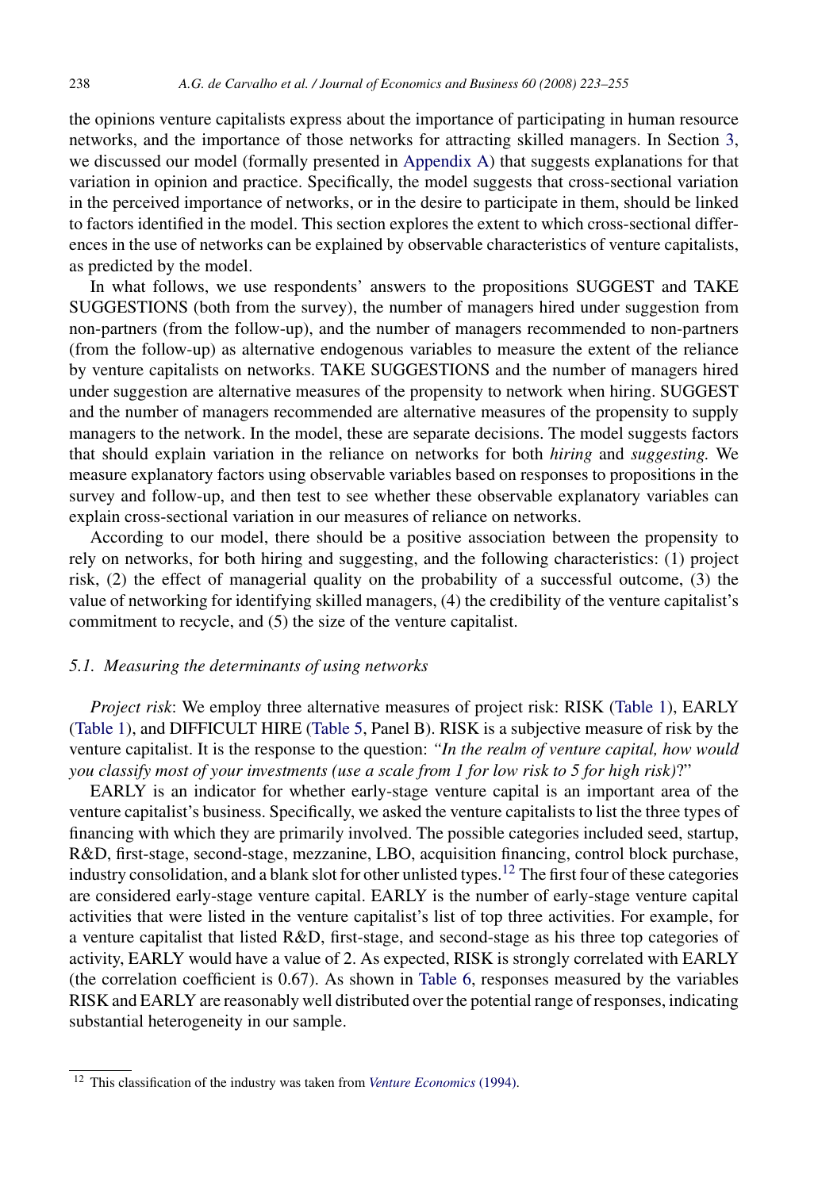the opinions venture capitalists express about the importance of participating in human resource networks, and the importance of those networks for attracting skilled managers. In Section 3, we discussed our model (formally presented in Appendix A) that suggests explanations for that variation in opinion and practice. Specifically, the model suggests that cross-sectional variation in the perceived importance of networks, or in the desire to participate in them, should be linked to factors identified in the model. This section explores the extent to which cross-sectional differences in the use of networks can be explained by observable characteristics of venture capitalists, as predicted by the model.

In what follows, we use respondents' answers to the propositions SUGGEST and TAKE SUGGESTIONS (both from the survey), the number of managers hired under suggestion from non-partners (from the follow-up), and the number of managers recommended to non-partners (from the follow-up) as alternative endogenous variables to measure the extent of the reliance by venture capitalists on networks. TAKE SUGGESTIONS and the number of managers hired under suggestion are alternative measures of the propensity to network when hiring. SUGGEST and the number of managers recommended are alternative measures of the propensity to supply managers to the network. In the model, these are separate decisions. The model suggests factors that should explain variation in the reliance on networks for both *hiring* and *suggesting.* We measure explanatory factors using observable variables based on responses to propositions in the survey and follow-up, and then test to see whether these observable explanatory variables can explain cross-sectional variation in our measures of reliance on networks.

According to our model, there should be a positive association between the propensity to rely on networks, for both hiring and suggesting, and the following characteristics: (1) project risk, (2) the effect of managerial quality on the probability of a successful outcome, (3) the value of networking for identifying skilled managers, (4) the credibility of the venture capitalist's commitment to recycle, and (5) the size of the venture capitalist.

### *5.1. Measuring the determinants of using networks*

*Project risk*: We employ three alternative measures of project risk: RISK (Table 1), EARLY (Table 1), and DIFFICULT HIRE (Table 5, Panel B). RISK is a subjective measure of risk by the venture capitalist. It is the response to the question: *"In the realm of venture capital, how would you classify most of your investments (use a scale from 1 for low risk to 5 for high risk)*?"

EARLY is an indicator for whether early-stage venture capital is an important area of the venture capitalist's business. Specifically, we asked the venture capitalists to list the three types of financing with which they are primarily involved. The possible categories included seed, startup, R&D, first-stage, second-stage, mezzanine, LBO, acquisition financing, control block purchase, industry consolidation, and a blank slot for other unlisted types.[12] The first four of these categories are considered early-stage venture capital. EARLY is the number of early-stage venture capital activities that were listed in the venture capitalist's list of top three activities. For example, for a venture capitalist that listed R&D, first-stage, and second-stage as his three top categories of activity, EARLY would have a value of 2. As expected, RISK is strongly correlated with EARLY (the correlation coefficient is 0.67). As shown in Table 6, responses measured by the variables RISK and EARLY are reasonably well distributed over the potential range of responses, indicating substantial heterogeneity in our sample.

---

[12] This classification of the industry was taken from *Venture Economics* (1994).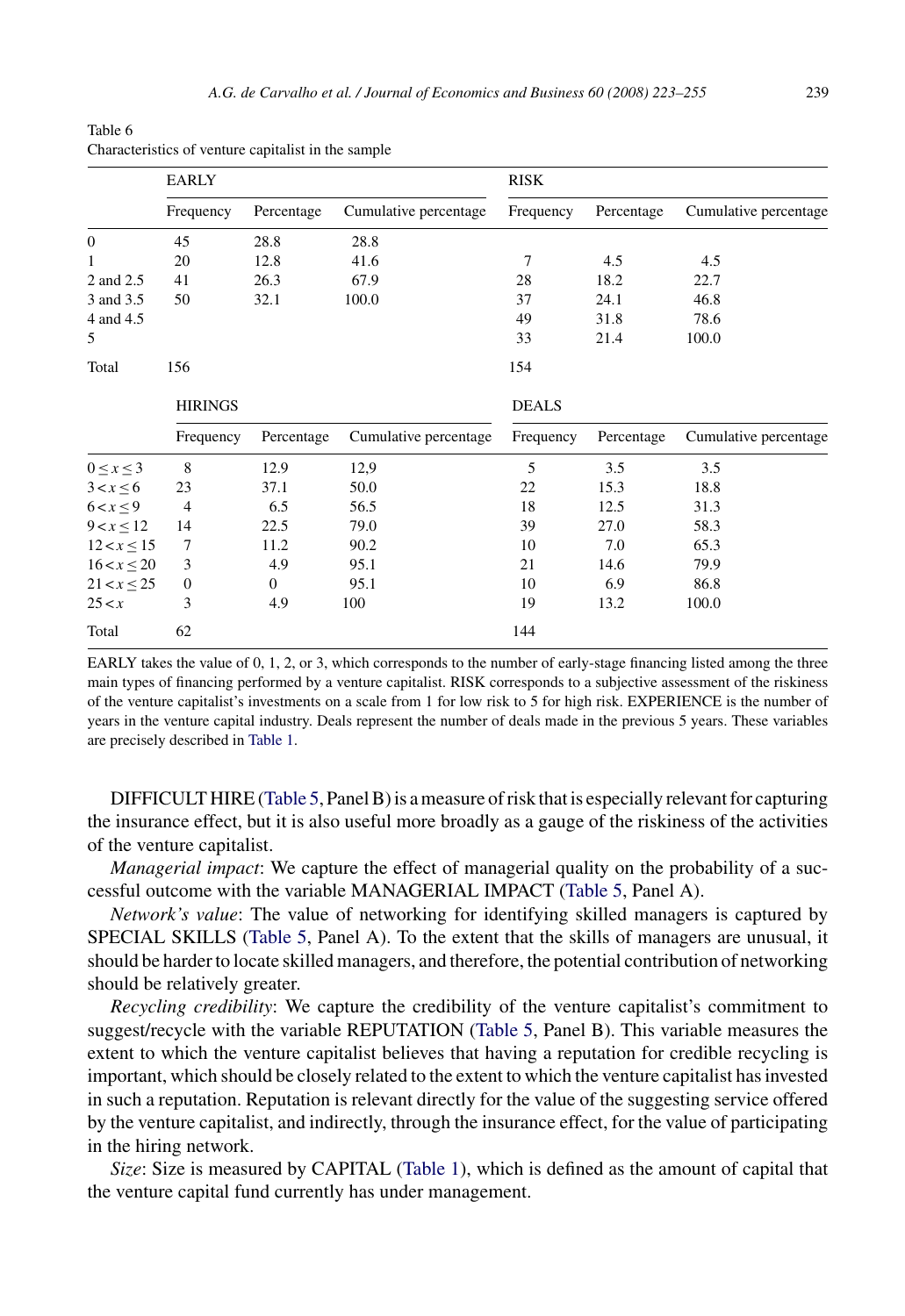Table 6
Characteristics of venture capitalist in the sample

| | EARLY | | | RISK | | |
|---|---|---|---|---|---|---|
| | Frequency | Percentage | Cumulative percentage | Frequency | Percentage | Cumulative percentage |
| 0 | 45 | 28.8 | 28.8 | | | |
| 1 | 20 | 12.8 | 41.6 | 7 | 4.5 | 4.5 |
| 2 and 2.5 | 41 | 26.3 | 67.9 | 28 | 18.2 | 22.7 |
| 3 and 3.5 | 50 | 32.1 | 100.0 | 37 | 24.1 | 46.8 |
| 4 and 4.5 | | | | 49 | 31.8 | 78.6 |
| 5 | | | | 33 | 21.4 | 100.0 |
| Total | 156 | | | 154 | | |

| | HIRINGS | | | DEALS | | |
|---|---|---|---|---|---|---|
| | Frequency | Percentage | Cumulative percentage | Frequency | Percentage | Cumulative percentage |
| $0 \leq x \leq 3$ | 8 | 12.9 | 12,9 | 5 | 3.5 | 3.5 |
| $3 < x \leq 6$ | 23 | 37.1 | 50.0 | 22 | 15.3 | 18.8 |
| $6 < x \leq 9$ | 4 | 6.5 | 56.5 | 18 | 12.5 | 31.3 |
| $9 < x \leq 12$ | 14 | 22.5 | 79.0 | 39 | 27.0 | 58.3 |
| $12 < x \leq 15$ | 7 | 11.2 | 90.2 | 10 | 7.0 | 65.3 |
| $16 < x \leq 20$ | 3 | 4.9 | 95.1 | 21 | 14.6 | 79.9 |
| $21 < x \leq 25$ | 0 | 0 | 95.1 | 10 | 6.9 | 86.8 |
| $25 < x$ | 3 | 4.9 | 100 | 19 | 13.2 | 100.0 |
| Total | 62 | | | 144 | | |

EARLY takes the value of 0, 1, 2, or 3, which corresponds to the number of early-stage financing listed among the three main types of financing performed by a venture capitalist. RISK corresponds to a subjective assessment of the riskiness of the venture capitalist's investments on a scale from 1 for low risk to 5 for high risk. EXPERIENCE is the number of years in the venture capital industry. Deals represent the number of deals made in the previous 5 years. These variables are precisely described in Table 1.

DIFFICULT HIRE (Table 5, Panel B) is a measure of risk that is especially relevant for capturing the insurance effect, but it is also useful more broadly as a gauge of the riskiness of the activities of the venture capitalist.

*Managerial impact*: We capture the effect of managerial quality on the probability of a successful outcome with the variable MANAGERIAL IMPACT (Table 5, Panel A).

*Network's value*: The value of networking for identifying skilled managers is captured by SPECIAL SKILLS (Table 5, Panel A). To the extent that the skills of managers are unusual, it should be harder to locate skilled managers, and therefore, the potential contribution of networking should be relatively greater.

*Recycling credibility*: We capture the credibility of the venture capitalist's commitment to suggest/recycle with the variable REPUTATION (Table 5, Panel B). This variable measures the extent to which the venture capitalist believes that having a reputation for credible recycling is important, which should be closely related to the extent to which the venture capitalist has invested in such a reputation. Reputation is relevant directly for the value of the suggesting service offered by the venture capitalist, and indirectly, through the insurance effect, for the value of participating in the hiring network.

*Size*: Size is measured by CAPITAL (Table 1), which is defined as the amount of capital that the venture capital fund currently has under management.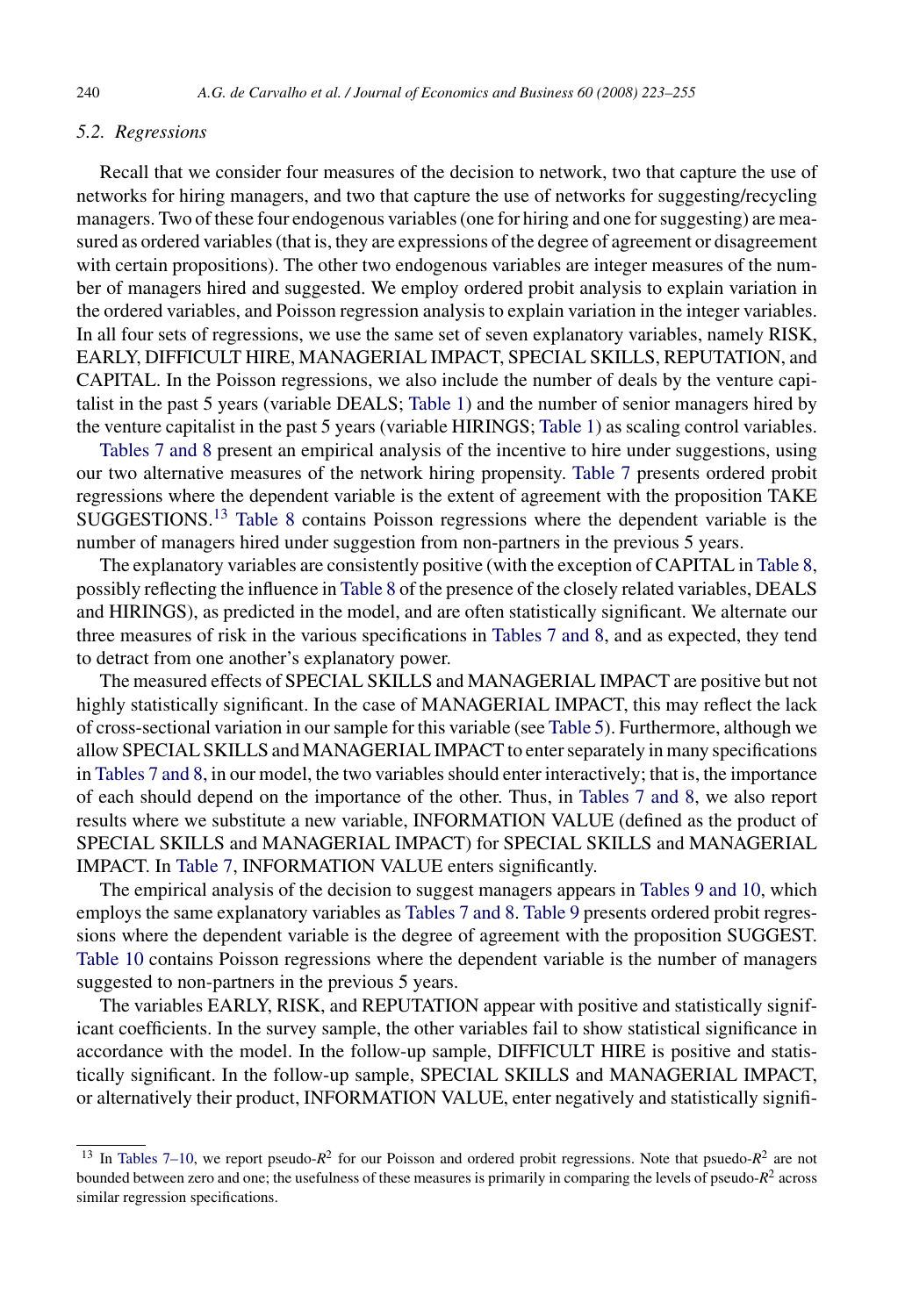### 5.2. Regressions

Recall that we consider four measures of the decision to network, two that capture the use of networks for hiring managers, and two that capture the use of networks for suggesting/recycling managers. Two of these four endogenous variables (one for hiring and one for suggesting) are measured as ordered variables (that is, they are expressions of the degree of agreement or disagreement with certain propositions). The other two endogenous variables are integer measures of the number of managers hired and suggested. We employ ordered probit analysis to explain variation in the ordered variables, and Poisson regression analysis to explain variation in the integer variables. In all four sets of regressions, we use the same set of seven explanatory variables, namely RISK, EARLY, DIFFICULT HIRE, MANAGERIAL IMPACT, SPECIAL SKILLS, REPUTATION, and CAPITAL. In the Poisson regressions, we also include the number of deals by the venture capitalist in the past 5 years (variable DEALS; Table 1) and the number of senior managers hired by the venture capitalist in the past 5 years (variable HIRINGS; Table 1) as scaling control variables.

Tables 7 and 8 present an empirical analysis of the incentive to hire under suggestions, using our two alternative measures of the network hiring propensity. Table 7 presents ordered probit regressions where the dependent variable is the extent of agreement with the proposition TAKE SUGGESTIONS.[13] Table 8 contains Poisson regressions where the dependent variable is the number of managers hired under suggestion from non-partners in the previous 5 years.

The explanatory variables are consistently positive (with the exception of CAPITAL in Table 8, possibly reflecting the influence in Table 8 of the presence of the closely related variables, DEALS and HIRINGS), as predicted in the model, and are often statistically significant. We alternate our three measures of risk in the various specifications in Tables 7 and 8, and as expected, they tend to detract from one another's explanatory power.

The measured effects of SPECIAL SKILLS and MANAGERIAL IMPACT are positive but not highly statistically significant. In the case of MANAGERIAL IMPACT, this may reflect the lack of cross-sectional variation in our sample for this variable (see Table 5). Furthermore, although we allow SPECIAL SKILLS and MANAGERIAL IMPACT to enter separately in many specifications in Tables 7 and 8, in our model, the two variables should enter interactively; that is, the importance of each should depend on the importance of the other. Thus, in Tables 7 and 8, we also report results where we substitute a new variable, INFORMATION VALUE (defined as the product of SPECIAL SKILLS and MANAGERIAL IMPACT) for SPECIAL SKILLS and MANAGERIAL IMPACT. In Table 7, INFORMATION VALUE enters significantly.

The empirical analysis of the decision to suggest managers appears in Tables 9 and 10, which employs the same explanatory variables as Tables 7 and 8. Table 9 presents ordered probit regressions where the dependent variable is the degree of agreement with the proposition SUGGEST. Table 10 contains Poisson regressions where the dependent variable is the number of managers suggested to non-partners in the previous 5 years.

The variables EARLY, RISK, and REPUTATION appear with positive and statistically significant coefficients. In the survey sample, the other variables fail to show statistical significance in accordance with the model. In the follow-up sample, DIFFICULT HIRE is positive and statistically significant. In the follow-up sample, SPECIAL SKILLS and MANAGERIAL IMPACT, or alternatively their product, INFORMATION VALUE, enter negatively and statistically signifi-

---

[13] In Tables 7–10, we report pseudo-$R^2$ for our Poisson and ordered probit regressions. Note that psuedo-$R^2$ are not bounded between zero and one; the usefulness of these measures is primarily in comparing the levels of pseudo-$R^2$ across similar regression specifications.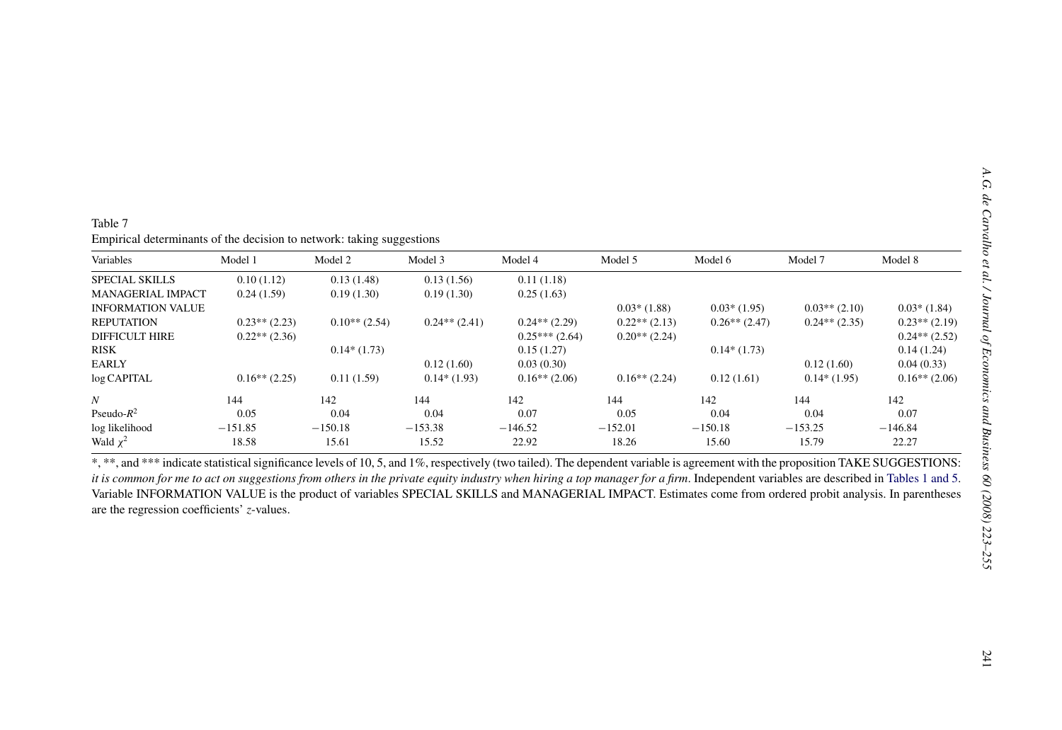Table 7

Empirical determinants of the decision to network: taking suggestions

| Variables | Model 1 | Model 2 | Model 3 | Model 4 | Model 5 | Model 6 | Model 7 | Model 8 |
|---|---|---|---|---|---|---|---|---|
| SPECIAL SKILLS | 0.10 (1.12) | 0.13 (1.48) | 0.13 (1.56) | 0.11 (1.18) | | | | |
| MANAGERIAL IMPACT | 0.24 (1.59) | 0.19 (1.30) | 0.19 (1.30) | 0.25 (1.63) | | | | |
| INFORMATION VALUE | | | | | 0.03* (1.88) | 0.03* (1.95) | 0.03** (2.10) | 0.03* (1.84) |
| REPUTATION | 0.23** (2.23) | 0.10** (2.54) | 0.24** (2.41) | 0.24** (2.29) | 0.22** (2.13) | 0.26** (2.47) | 0.24** (2.35) | 0.23** (2.19) |
| DIFFICULT HIRE | 0.22** (2.36) | | | 0.25*** (2.64) | 0.20** (2.24) | | | 0.24** (2.52) |
| RISK | | 0.14* (1.73) | | 0.15 (1.27) | | 0.14* (1.73) | | 0.14 (1.24) |
| EARLY | | | 0.12 (1.60) | 0.03 (0.30) | | | 0.12 (1.60) | 0.04 (0.33) |
| log CAPITAL | 0.16** (2.25) | 0.11 (1.59) | 0.14* (1.93) | 0.16** (2.06) | 0.16** (2.24) | 0.12 (1.61) | 0.14* (1.95) | 0.16** (2.06) |
| $N$ | 144 | 142 | 144 | 142 | 144 | 142 | 144 | 142 |
| Pseudo-$R^2$ | 0.05 | 0.04 | 0.04 | 0.07 | 0.05 | 0.04 | 0.04 | 0.07 |
| log likelihood | −151.85 | −150.18 | −153.38 | −146.52 | −152.01 | −150.18 | −153.25 | −146.84 |
| Wald $\chi^2$ | 18.58 | 15.61 | 15.52 | 22.92 | 18.26 | 15.60 | 15.79 | 22.27 |

*, **, and *** indicate statistical significance levels of 10, 5, and 1%, respectively (two tailed). The dependent variable is agreement with the proposition TAKE SUGGESTIONS: *it is common for me to act on suggestions from others in the private equity industry when hiring a top manager for a firm*. Independent variables are described in Tables 1 and 5. Variable INFORMATION VALUE is the product of variables SPECIAL SKILLS and MANAGERIAL IMPACT. Estimates come from ordered probit analysis. In parentheses are the regression coefficients' $z$-values.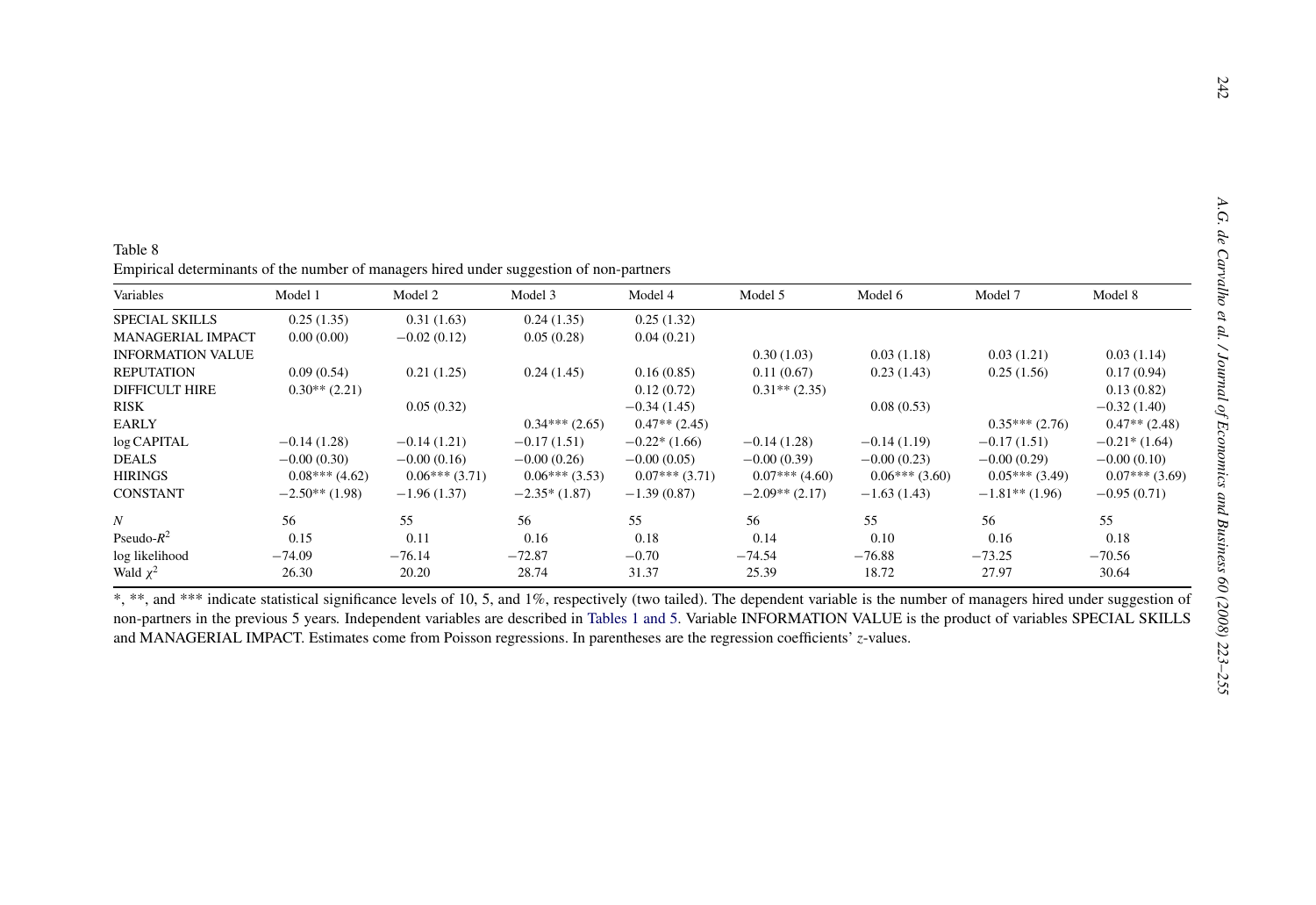Table 8
Empirical determinants of the number of managers hired under suggestion of non-partners

| Variables | Model 1 | Model 2 | Model 3 | Model 4 | Model 5 | Model 6 | Model 7 | Model 8 |
|---|---|---|---|---|---|---|---|---|
| SPECIAL SKILLS | 0.25 (1.35) | 0.31 (1.63) | 0.24 (1.35) | 0.25 (1.32) | | | | |
| MANAGERIAL IMPACT | 0.00 (0.00) | −0.02 (0.12) | 0.05 (0.28) | 0.04 (0.21) | | | | |
| INFORMATION VALUE | | | | | 0.30 (1.03) | 0.03 (1.18) | 0.03 (1.21) | 0.03 (1.14) |
| REPUTATION | 0.09 (0.54) | 0.21 (1.25) | 0.24 (1.45) | 0.16 (0.85) | 0.11 (0.67) | 0.23 (1.43) | 0.25 (1.56) | 0.17 (0.94) |
| DIFFICULT HIRE | 0.30** (2.21) | | | 0.12 (0.72) | 0.31** (2.35) | | | 0.13 (0.82) |
| RISK | | 0.05 (0.32) | | −0.34 (1.45) | | 0.08 (0.53) | | −0.32 (1.40) |
| EARLY | | | 0.34*** (2.65) | 0.47** (2.45) | | | 0.35*** (2.76) | 0.47** (2.48) |
| log CAPITAL | −0.14 (1.28) | −0.14 (1.21) | −0.17 (1.51) | −0.22* (1.66) | −0.14 (1.28) | −0.14 (1.19) | −0.17 (1.51) | −0.21* (1.64) |
| DEALS | −0.00 (0.30) | −0.00 (0.16) | −0.00 (0.26) | −0.00 (0.05) | −0.00 (0.39) | −0.00 (0.23) | −0.00 (0.29) | −0.00 (0.10) |
| HIRINGS | 0.08*** (4.62) | 0.06*** (3.71) | 0.06*** (3.53) | 0.07*** (3.71) | 0.07*** (4.60) | 0.06*** (3.60) | 0.05*** (3.49) | 0.07*** (3.69) |
| CONSTANT | −2.50** (1.98) | −1.96 (1.37) | −2.35* (1.87) | −1.39 (0.87) | −2.09** (2.17) | −1.63 (1.43) | −1.81** (1.96) | −0.95 (0.71) |
| $N$ | 56 | 55 | 56 | 55 | 56 | 55 | 56 | 55 |
| Pseudo-$R^2$ | 0.15 | 0.11 | 0.16 | 0.18 | 0.14 | 0.10 | 0.16 | 0.18 |
| log likelihood | −74.09 | −76.14 | −72.87 | −0.70 | −74.54 | −76.88 | −73.25 | −70.56 |
| Wald $\chi^2$ | 26.30 | 20.20 | 28.74 | 31.37 | 25.39 | 18.72 | 27.97 | 30.64 |

*, **, and *** indicate statistical significance levels of 10, 5, and 1%, respectively (two tailed). The dependent variable is the number of managers hired under suggestion of non-partners in the previous 5 years. Independent variables are described in Tables 1 and 5. Variable INFORMATION VALUE is the product of variables SPECIAL SKILLS and MANAGERIAL IMPACT. Estimates come from Poisson regressions. In parentheses are the regression coefficients' $z$-values.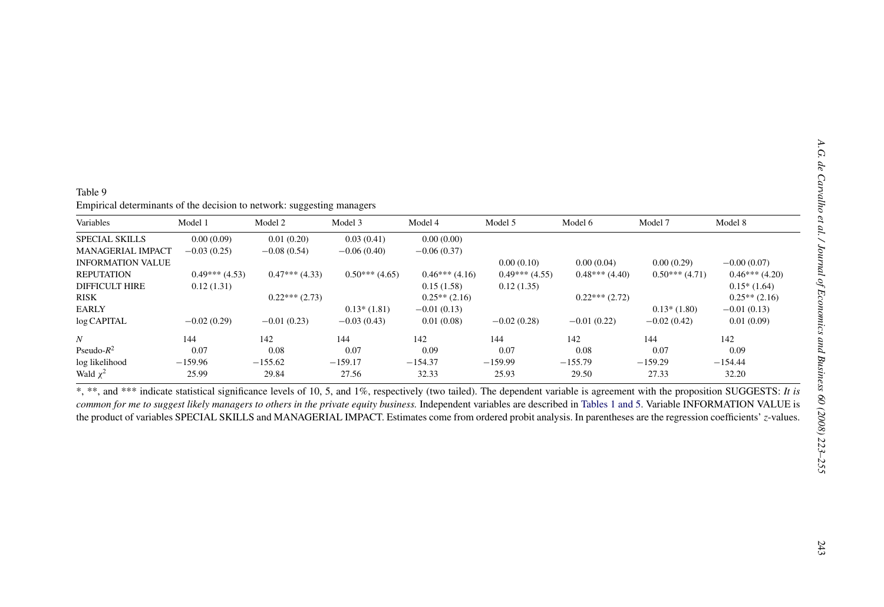Table 9

Empirical determinants of the decision to network: suggesting managers

| Variables | Model 1 | Model 2 | Model 3 | Model 4 | Model 5 | Model 6 | Model 7 | Model 8 |
|---|---|---|---|---|---|---|---|---|
| SPECIAL SKILLS | 0.00 (0.09) | 0.01 (0.20) | 0.03 (0.41) | 0.00 (0.00) | | | | |
| MANAGERIAL IMPACT | −0.03 (0.25) | −0.08 (0.54) | −0.06 (0.40) | −0.06 (0.37) | | | | |
| INFORMATION VALUE | | | | | 0.00 (0.10) | 0.00 (0.04) | 0.00 (0.29) | −0.00 (0.07) |
| REPUTATION | 0.49*** (4.53) | 0.47*** (4.33) | 0.50*** (4.65) | 0.46*** (4.16) | 0.49*** (4.55) | 0.48*** (4.40) | 0.50*** (4.71) | 0.46*** (4.20) |
| DIFFICULT HIRE | 0.12 (1.31) | | | 0.15 (1.58) | 0.12 (1.35) | | | 0.15* (1.64) |
| RISK | | 0.22*** (2.73) | | 0.25** (2.16) | | 0.22*** (2.72) | | 0.25** (2.16) |
| EARLY | | | 0.13* (1.81) | −0.01 (0.13) | | | 0.13* (1.80) | −0.01 (0.13) |
| log CAPITAL | −0.02 (0.29) | −0.01 (0.23) | −0.03 (0.43) | 0.01 (0.08) | −0.02 (0.28) | −0.01 (0.22) | −0.02 (0.42) | 0.01 (0.09) |
| $N$ | 144 | 142 | 144 | 142 | 144 | 142 | 144 | 142 |
| Pseudo-$R^2$ | 0.07 | 0.08 | 0.07 | 0.09 | 0.07 | 0.08 | 0.07 | 0.09 |
| log likelihood | −159.96 | −155.62 | −159.17 | −154.37 | −159.99 | −155.79 | −159.29 | −154.44 |
| Wald $\chi^2$ | 25.99 | 29.84 | 27.56 | 32.33 | 25.93 | 29.50 | 27.33 | 32.20 |

*, **, and *** indicate statistical significance levels of 10, 5, and 1%, respectively (two tailed). The dependent variable is agreement with the proposition SUGGESTS: *It is common for me to suggest likely managers to others in the private equity business.* Independent variables are described in Tables 1 and 5. Variable INFORMATION VALUE is the product of variables SPECIAL SKILLS and MANAGERIAL IMPACT. Estimates come from ordered probit analysis. In parentheses are the regression coefficients' $z$-values.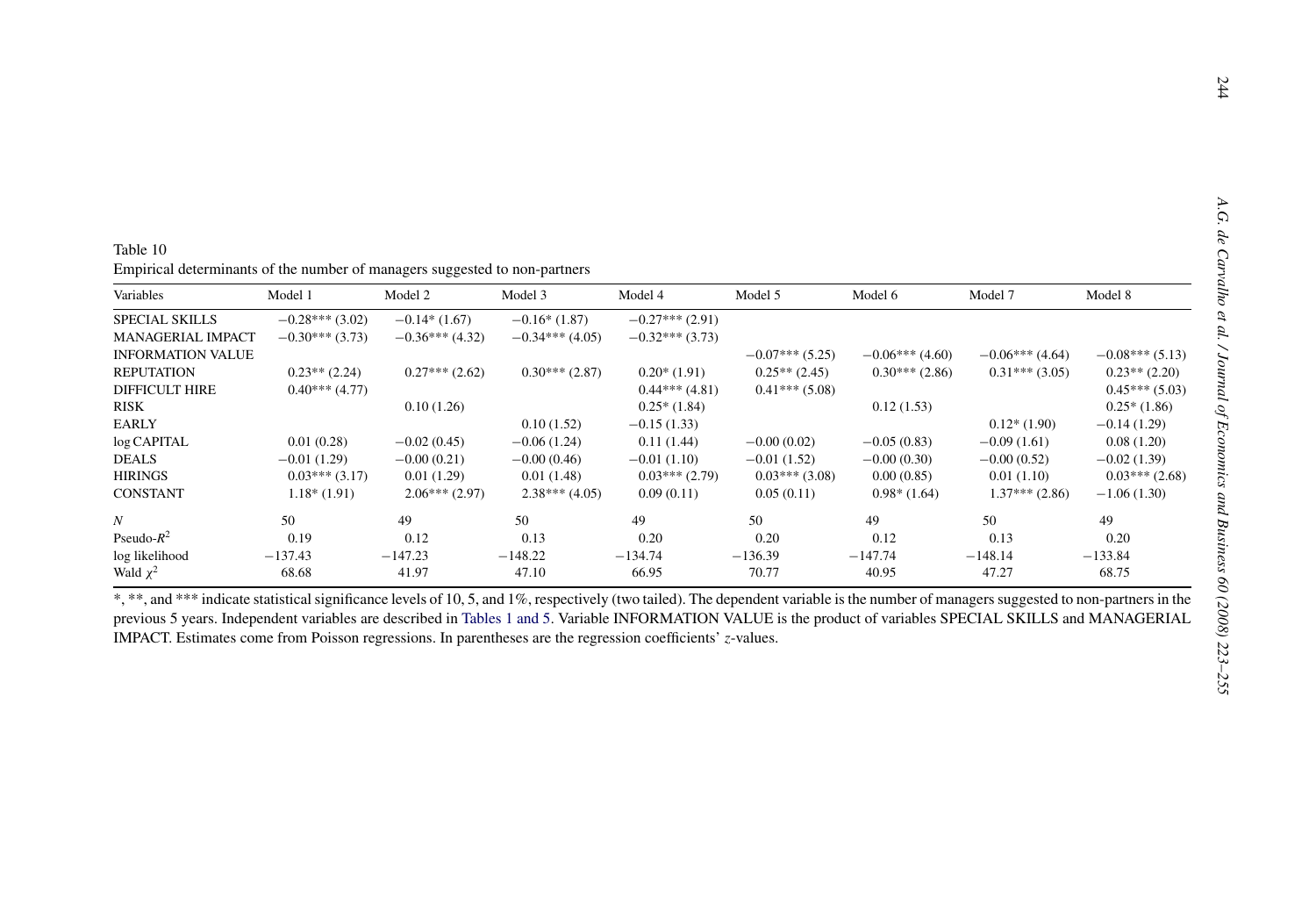Table 10

Empirical determinants of the number of managers suggested to non-partners

| Variables | Model 1 | Model 2 | Model 3 | Model 4 | Model 5 | Model 6 | Model 7 | Model 8 |
|---|---|---|---|---|---|---|---|---|
| SPECIAL SKILLS | −0.28*** (3.02) | −0.14* (1.67) | −0.16* (1.87) | −0.27*** (2.91) | | | | |
| MANAGERIAL IMPACT | −0.30*** (3.73) | −0.36*** (4.32) | −0.34*** (4.05) | −0.32*** (3.73) | | | | |
| INFORMATION VALUE | | | | | −0.07*** (5.25) | −0.06*** (4.60) | −0.06*** (4.64) | −0.08*** (5.13) |
| REPUTATION | 0.23** (2.24) | 0.27*** (2.62) | 0.30*** (2.87) | 0.20* (1.91) | 0.25** (2.45) | 0.30*** (2.86) | 0.31*** (3.05) | 0.23** (2.20) |
| DIFFICULT HIRE | 0.40*** (4.77) | | | 0.44*** (4.81) | 0.41*** (5.08) | | | 0.45*** (5.03) |
| RISK | | 0.10 (1.26) | | 0.25* (1.84) | | 0.12 (1.53) | | 0.25* (1.86) |
| EARLY | | | 0.10 (1.52) | −0.15 (1.33) | | | 0.12* (1.90) | −0.14 (1.29) |
| log CAPITAL | 0.01 (0.28) | −0.02 (0.45) | −0.06 (1.24) | 0.11 (1.44) | −0.00 (0.02) | −0.05 (0.83) | −0.09 (1.61) | 0.08 (1.20) |
| DEALS | −0.01 (1.29) | −0.00 (0.21) | −0.00 (0.46) | −0.01 (1.10) | −0.01 (1.52) | −0.00 (0.30) | −0.00 (0.52) | −0.02 (1.39) |
| HIRINGS | 0.03*** (3.17) | 0.01 (1.29) | 0.01 (1.48) | 0.03*** (2.79) | 0.03*** (3.08) | 0.00 (0.85) | 0.01 (1.10) | 0.03*** (2.68) |
| CONSTANT | 1.18* (1.91) | 2.06*** (2.97) | 2.38*** (4.05) | 0.09 (0.11) | 0.05 (0.11) | 0.98* (1.64) | 1.37*** (2.86) | −1.06 (1.30) |
| $N$ | 50 | 49 | 50 | 49 | 50 | 49 | 50 | 49 |
| Pseudo-$R^2$ | 0.19 | 0.12 | 0.13 | 0.20 | 0.20 | 0.12 | 0.13 | 0.20 |
| log likelihood | −137.43 | −147.23 | −148.22 | −134.74 | −136.39 | −147.74 | −148.14 | −133.84 |
| Wald $\chi^2$ | 68.68 | 41.97 | 47.10 | 66.95 | 70.77 | 40.95 | 47.27 | 68.75 |

*, **, and *** indicate statistical significance levels of 10, 5, and 1%, respectively (two tailed). The dependent variable is the number of managers suggested to non-partners in the previous 5 years. Independent variables are described in Tables 1 and 5. Variable INFORMATION VALUE is the product of variables SPECIAL SKILLS and MANAGERIAL IMPACT. Estimates come from Poisson regressions. In parentheses are the regression coefficients' $z$-values.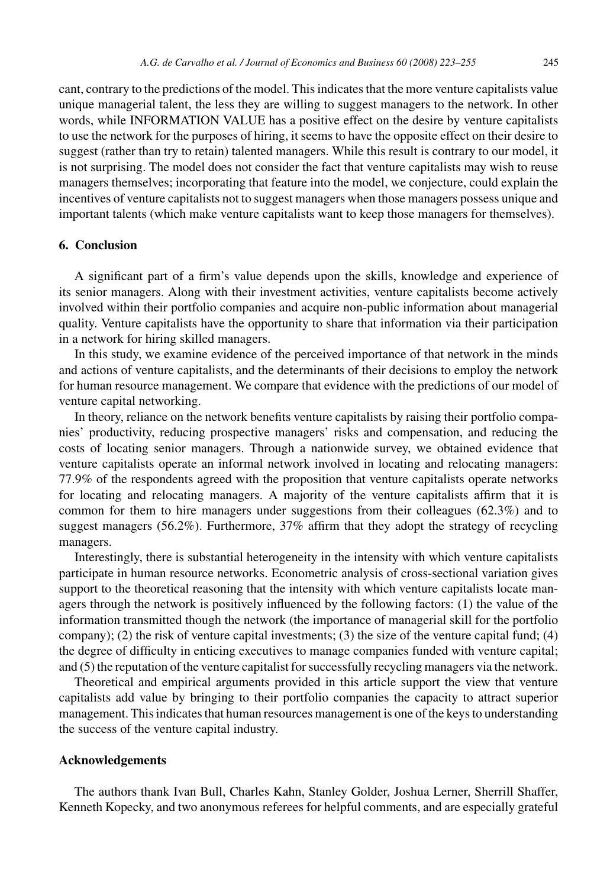cant, contrary to the predictions of the model. This indicates that the more venture capitalists value unique managerial talent, the less they are willing to suggest managers to the network. In other words, while INFORMATION VALUE has a positive effect on the desire by venture capitalists to use the network for the purposes of hiring, it seems to have the opposite effect on their desire to suggest (rather than try to retain) talented managers. While this result is contrary to our model, it is not surprising. The model does not consider the fact that venture capitalists may wish to reuse managers themselves; incorporating that feature into the model, we conjecture, could explain the incentives of venture capitalists not to suggest managers when those managers possess unique and important talents (which make venture capitalists want to keep those managers for themselves).

## 6. Conclusion

A significant part of a firm's value depends upon the skills, knowledge and experience of its senior managers. Along with their investment activities, venture capitalists become actively involved within their portfolio companies and acquire non-public information about managerial quality. Venture capitalists have the opportunity to share that information via their participation in a network for hiring skilled managers.

In this study, we examine evidence of the perceived importance of that network in the minds and actions of venture capitalists, and the determinants of their decisions to employ the network for human resource management. We compare that evidence with the predictions of our model of venture capital networking.

In theory, reliance on the network benefits venture capitalists by raising their portfolio companies' productivity, reducing prospective managers' risks and compensation, and reducing the costs of locating senior managers. Through a nationwide survey, we obtained evidence that venture capitalists operate an informal network involved in locating and relocating managers: 77.9% of the respondents agreed with the proposition that venture capitalists operate networks for locating and relocating managers. A majority of the venture capitalists affirm that it is common for them to hire managers under suggestions from their colleagues (62.3%) and to suggest managers (56.2%). Furthermore, 37% affirm that they adopt the strategy of recycling managers.

Interestingly, there is substantial heterogeneity in the intensity with which venture capitalists participate in human resource networks. Econometric analysis of cross-sectional variation gives support to the theoretical reasoning that the intensity with which venture capitalists locate managers through the network is positively influenced by the following factors: (1) the value of the information transmitted though the network (the importance of managerial skill for the portfolio company); (2) the risk of venture capital investments; (3) the size of the venture capital fund; (4) the degree of difficulty in enticing executives to manage companies funded with venture capital; and (5) the reputation of the venture capitalist for successfully recycling managers via the network.

Theoretical and empirical arguments provided in this article support the view that venture capitalists add value by bringing to their portfolio companies the capacity to attract superior management. This indicates that human resources management is one of the keys to understanding the success of the venture capital industry.

## Acknowledgements

The authors thank Ivan Bull, Charles Kahn, Stanley Golder, Joshua Lerner, Sherrill Shaffer, Kenneth Kopecky, and two anonymous referees for helpful comments, and are especially grateful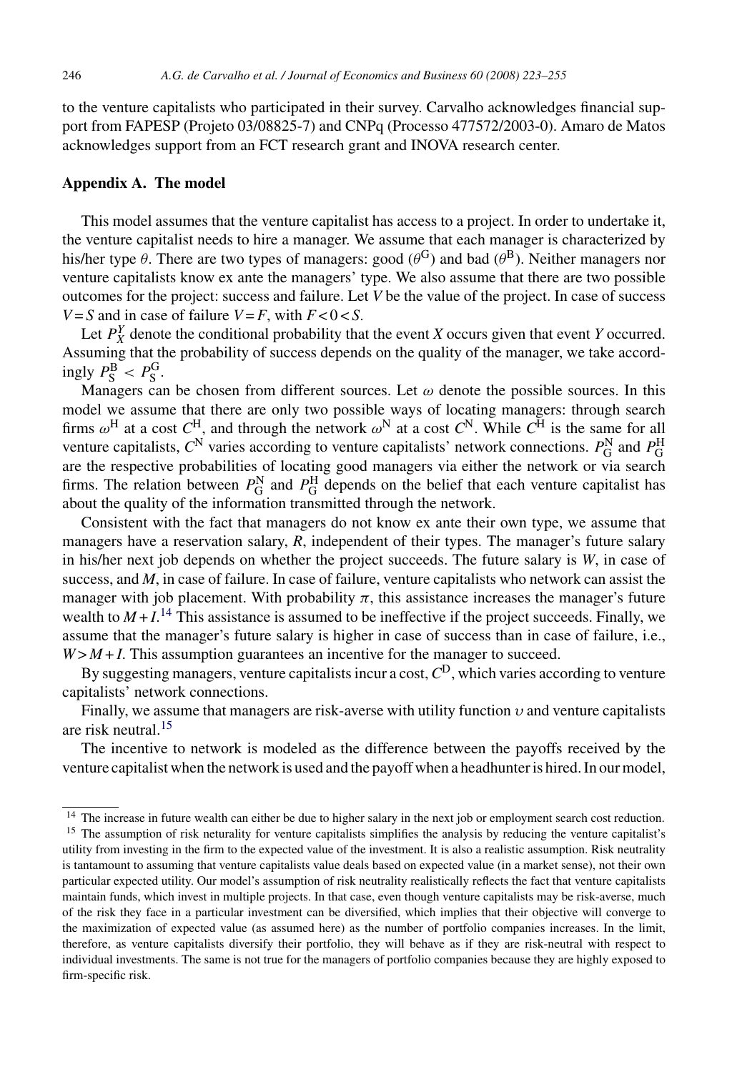to the venture capitalists who participated in their survey. Carvalho acknowledges financial support from FAPESP (Projeto 03/08825-7) and CNPq (Processo 477572/2003-0). Amaro de Matos acknowledges support from an FCT research grant and INOVA research center.

## Appendix A. The model

This model assumes that the venture capitalist has access to a project. In order to undertake it, the venture capitalist needs to hire a manager. We assume that each manager is characterized by his/her type $\theta$. There are two types of managers: good ($\theta^{G}$) and bad ($\theta^{B}$). Neither managers nor venture capitalists know ex ante the managers' type. We also assume that there are two possible outcomes for the project: success and failure. Let $V$ be the value of the project. In case of success $V = S$ and in case of failure $V = F$, with $F < 0 < S$.

Let $P_{X}^{Y}$ denote the conditional probability that the event $X$ occurs given that event $Y$ occurred. Assuming that the probability of success depends on the quality of the manager, we take accordingly $P_{S}^{B} < P_{S}^{G}$.

Managers can be chosen from different sources. Let $\omega$ denote the possible sources. In this model we assume that there are only two possible ways of locating managers: through search firms $\omega^{H}$ at a cost $C^{H}$, and through the network $\omega^{N}$ at a cost $C^{N}$. While $C^{H}$ is the same for all venture capitalists, $C^{N}$ varies according to venture capitalists' network connections. $P_{G}^{N}$ and $P_{G}^{H}$ are the respective probabilities of locating good managers via either the network or via search firms. The relation between $P_{G}^{N}$ and $P_{G}^{H}$ depends on the belief that each venture capitalist has about the quality of the information transmitted through the network.

Consistent with the fact that managers do not know ex ante their own type, we assume that managers have a reservation salary, $R$, independent of their types. The manager's future salary in his/her next job depends on whether the project succeeds. The future salary is $W$, in case of success, and $M$, in case of failure. In case of failure, venture capitalists who network can assist the manager with job placement. With probability $\pi$, this assistance increases the manager's future wealth to $M + I$.[14] This assistance is assumed to be ineffective if the project succeeds. Finally, we assume that the manager's future salary is higher in case of success than in case of failure, i.e., $W > M + I$. This assumption guarantees an incentive for the manager to succeed.

By suggesting managers, venture capitalists incur a cost, $C^{D}$, which varies according to venture capitalists' network connections.

Finally, we assume that managers are risk-averse with utility function $\upsilon$ and venture capitalists are risk neutral.[15]

The incentive to network is modeled as the difference between the payoffs received by the venture capitalist when the network is used and the payoff when a headhunter is hired. In our model,

---

[14] The increase in future wealth can either be due to higher salary in the next job or employment search cost reduction.

[15] The assumption of risk neturality for venture capitalists simplifies the analysis by reducing the venture capitalist's utility from investing in the firm to the expected value of the investment. It is also a realistic assumption. Risk neutrality is tantamount to assuming that venture capitalists value deals based on expected value (in a market sense), not their own particular expected utility. Our model's assumption of risk neutrality realistically reflects the fact that venture capitalists maintain funds, which invest in multiple projects. In that case, even though venture capitalists may be risk-averse, much of the risk they face in a particular investment can be diversified, which implies that their objective will converge to the maximization of expected value (as assumed here) as the number of portfolio companies increases. In the limit, therefore, as venture capitalists diversify their portfolio, they will behave as if they are risk-neutral with respect to individual investments. The same is not true for the managers of portfolio companies because they are highly exposed to firm-specific risk.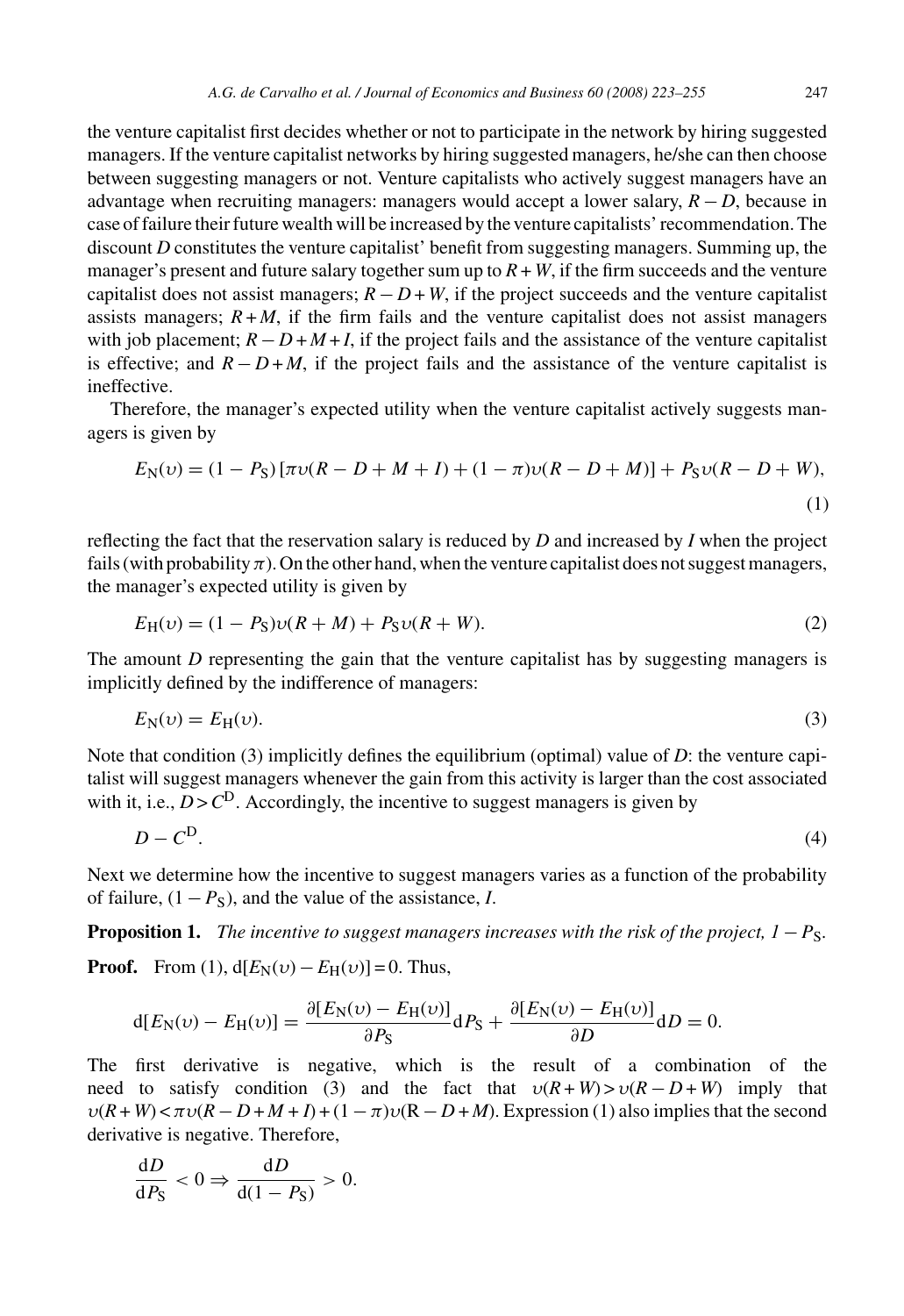the venture capitalist first decides whether or not to participate in the network by hiring suggested managers. If the venture capitalist networks by hiring suggested managers, he/she can then choose between suggesting managers or not. Venture capitalists who actively suggest managers have an advantage when recruiting managers: managers would accept a lower salary, $R-D$, because in case of failure their future wealth will be increased by the venture capitalists' recommendation. The discount $D$ constitutes the venture capitalist' benefit from suggesting managers. Summing up, the manager's present and future salary together sum up to $R+W$, if the firm succeeds and the venture capitalist does not assist managers; $R-D+W$, if the project succeeds and the venture capitalist assists managers; $R+M$, if the firm fails and the venture capitalist does not assist managers with job placement; $R-D+M+I$, if the project fails and the assistance of the venture capitalist is effective; and $R-D+M$, if the project fails and the assistance of the venture capitalist is ineffective.

Therefore, the manager's expected utility when the venture capitalist actively suggests managers is given by

$$E_{\mathrm{N}}(\upsilon) = (1-P_{\mathrm{S}})\left[\pi\upsilon(R-D+M+I) + (1-\pi)\upsilon(R-D+M)\right] + P_{\mathrm{S}}\upsilon(R-D+W), \tag{1}$$

reflecting the fact that the reservation salary is reduced by $D$ and increased by $I$ when the project fails (with probability $\pi$). On the other hand, when the venture capitalist does not suggest managers, the manager's expected utility is given by

$$E_{\mathrm{H}}(\upsilon) = (1-P_{\mathrm{S}})\upsilon(R+M) + P_{\mathrm{S}}\upsilon(R+W). \tag{2}$$

The amount $D$ representing the gain that the venture capitalist has by suggesting managers is implicitly defined by the indifference of managers:

$$E_{\mathrm{N}}(\upsilon) = E_{\mathrm{H}}(\upsilon). \tag{3}$$

Note that condition (3) implicitly defines the equilibrium (optimal) value of $D$: the venture capitalist will suggest managers whenever the gain from this activity is larger than the cost associated with it, i.e., $D > C^{\mathrm{D}}$. Accordingly, the incentive to suggest managers is given by

$$D - C^{\mathrm{D}}. \tag{4}$$

Next we determine how the incentive to suggest managers varies as a function of the probability of failure, $(1-P_{\mathrm{S}})$, and the value of the assistance, $I$.

**Proposition 1.** *The incentive to suggest managers increases with the risk of the project, $1-P_{\mathrm{S}}$.*

**Proof.** From (1), $\mathrm{d}[E_{\mathrm{N}}(\upsilon) - E_{\mathrm{H}}(\upsilon)] = 0$. Thus,

$$\mathrm{d}[E_{\mathrm{N}}(\upsilon) - E_{\mathrm{H}}(\upsilon)] = \frac{\partial[E_{\mathrm{N}}(\upsilon) - E_{\mathrm{H}}(\upsilon)]}{\partial P_{\mathrm{S}}}\mathrm{d}P_{\mathrm{S}} + \frac{\partial[E_{\mathrm{N}}(\upsilon) - E_{\mathrm{H}}(\upsilon)]}{\partial D}\mathrm{d}D = 0.$$

The first derivative is negative, which is the result of a combination of the need to satisfy condition (3) and the fact that $\upsilon(R+W) > \upsilon(R-D+W)$ imply that $\upsilon(R+W) < \pi\upsilon(R-D+M+I) + (1-\pi)\upsilon(R-D+M)$. Expression (1) also implies that the second derivative is negative. Therefore,

$$\frac{\mathrm{d}D}{\mathrm{d}P_{\mathrm{S}}} < 0 \Rightarrow \frac{\mathrm{d}D}{\mathrm{d}(1-P_{\mathrm{S}})} > 0.$$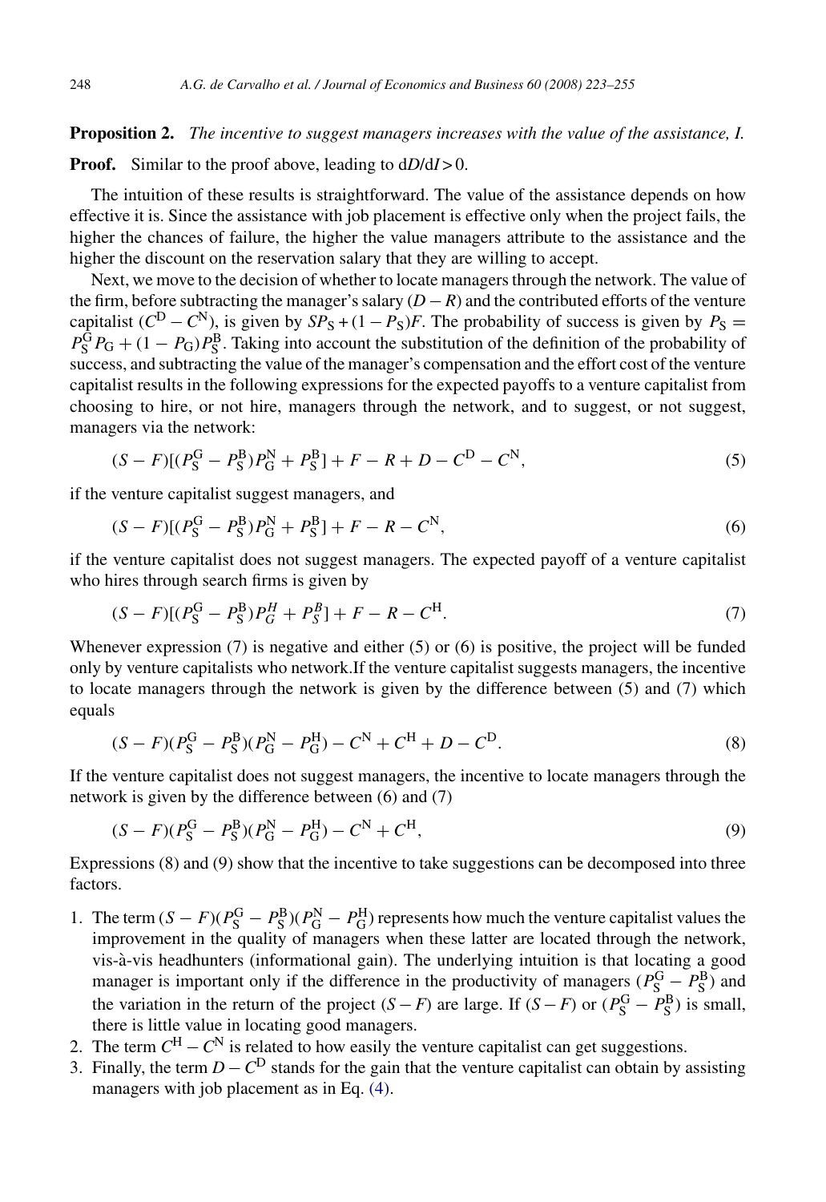**Proposition 2.** *The incentive to suggest managers increases with the value of the assistance, I.*

**Proof.** Similar to the proof above, leading to $dD/dI > 0$.

The intuition of these results is straightforward. The value of the assistance depends on how effective it is. Since the assistance with job placement is effective only when the project fails, the higher the chances of failure, the higher the value managers attribute to the assistance and the higher the discount on the reservation salary that they are willing to accept.

Next, we move to the decision of whether to locate managers through the network. The value of the firm, before subtracting the manager's salary $(D - R)$ and the contributed efforts of the venture capitalist $(C^{D} - C^{N})$, is given by $SP_{S} + (1 - P_{S})F$. The probability of success is given by $P_{S} = P_{S}^{G}P_{G} + (1 - P_{G})P_{S}^{B}$. Taking into account the substitution of the definition of the probability of success, and subtracting the value of the manager's compensation and the effort cost of the venture capitalist results in the following expressions for the expected payoffs to a venture capitalist from choosing to hire, or not hire, managers through the network, and to suggest, or not suggest, managers via the network:

$$(S - F)[(P_{S}^{G} - P_{S}^{B})P_{G}^{N} + P_{S}^{B}] + F - R + D - C^{D} - C^{N}, \tag{5}$$

if the venture capitalist suggest managers, and

$$(S - F)[(P_{S}^{G} - P_{S}^{B})P_{G}^{N} + P_{S}^{B}] + F - R - C^{N}, \tag{6}$$

if the venture capitalist does not suggest managers. The expected payoff of a venture capitalist who hires through search firms is given by

$$(S - F)[(P_{S}^{G} - P_{S}^{B})P_{G}^{H} + P_{S}^{B}] + F - R - C^{H}. \tag{7}$$

Whenever expression (7) is negative and either (5) or (6) is positive, the project will be funded only by venture capitalists who network.If the venture capitalist suggests managers, the incentive to locate managers through the network is given by the difference between (5) and (7) which equals

$$(S - F)(P_{S}^{G} - P_{S}^{B})(P_{G}^{N} - P_{G}^{H}) - C^{N} + C^{H} + D - C^{D}. \tag{8}$$

If the venture capitalist does not suggest managers, the incentive to locate managers through the network is given by the difference between (6) and (7)

$$(S - F)(P_{S}^{G} - P_{S}^{B})(P_{G}^{N} - P_{G}^{H}) - C^{N} + C^{H}, \tag{9}$$

Expressions (8) and (9) show that the incentive to take suggestions can be decomposed into three factors.

1. The term $(S - F)(P_{S}^{G} - P_{S}^{B})(P_{G}^{N} - P_{G}^{H})$ represents how much the venture capitalist values the improvement in the quality of managers when these latter are located through the network, vis-à-vis headhunters (informational gain). The underlying intuition is that locating a good manager is important only if the difference in the productivity of managers $(P_{S}^{G} - P_{S}^{B})$ and the variation in the return of the project $(S - F)$ are large. If $(S - F)$ or $(P_{S}^{G} - P_{S}^{B})$ is small, there is little value in locating good managers.
2. The term $C^{H} - C^{N}$ is related to how easily the venture capitalist can get suggestions.
3. Finally, the term $D - C^{D}$ stands for the gain that the venture capitalist can obtain by assisting managers with job placement as in Eq. (4).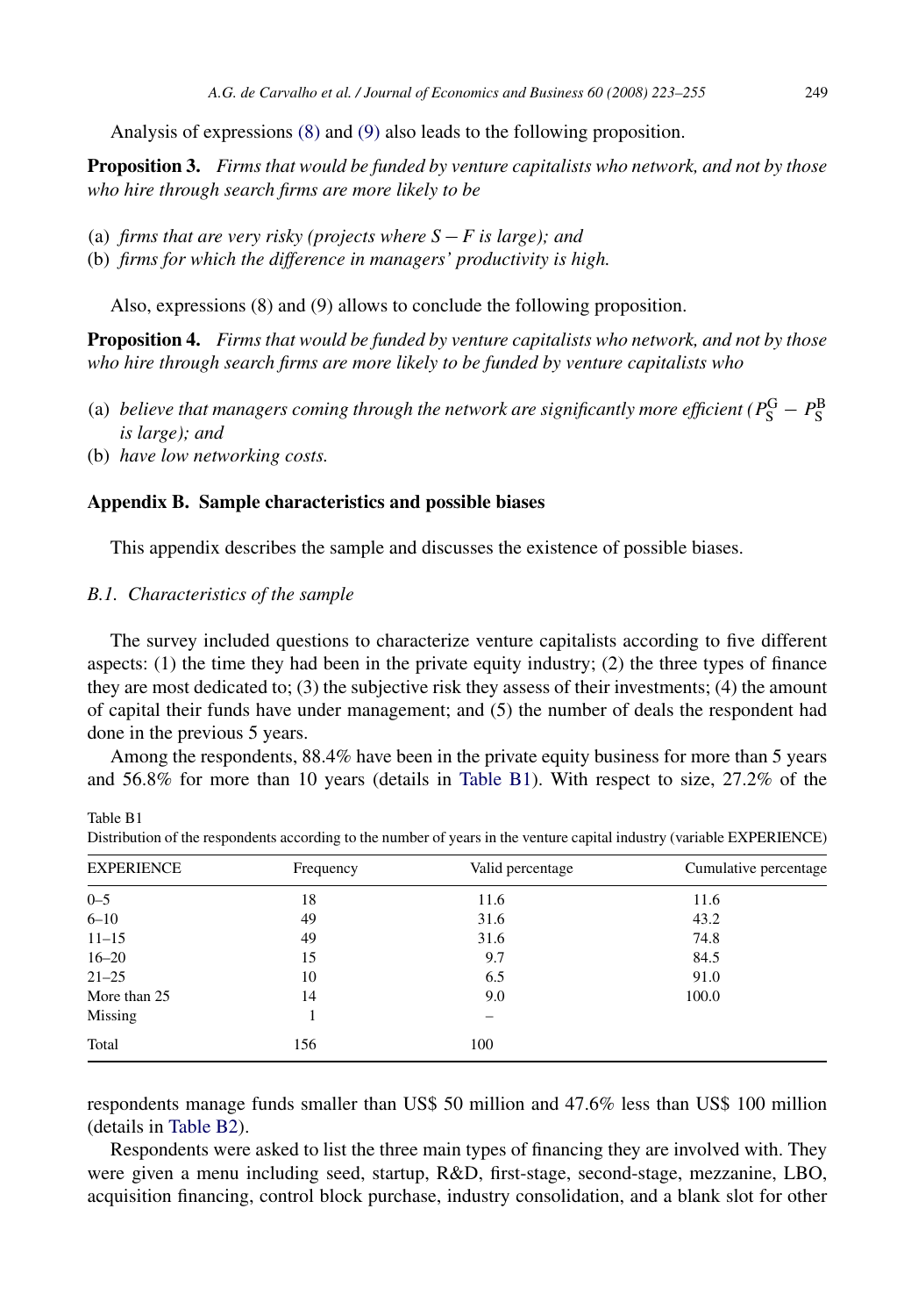Analysis of expressions (8) and (9) also leads to the following proposition.

**Proposition 3.** *Firms that would be funded by venture capitalists who network, and not by those who hire through search firms are more likely to be*

(a) *firms that are very risky (projects where $S - F$ is large); and*
(b) *firms for which the difference in managers' productivity is high.*

Also, expressions (8) and (9) allows to conclude the following proposition.

**Proposition 4.** *Firms that would be funded by venture capitalists who network, and not by those who hire through search firms are more likely to be funded by venture capitalists who*

(a) *believe that managers coming through the network are significantly more efficient ($P_S^G - P_S^B$ is large); and*
(b) *have low networking costs.*

## Appendix B. Sample characteristics and possible biases

This appendix describes the sample and discusses the existence of possible biases.

### *B.1. Characteristics of the sample*

The survey included questions to characterize venture capitalists according to five different aspects: (1) the time they had been in the private equity industry; (2) the three types of finance they are most dedicated to; (3) the subjective risk they assess of their investments; (4) the amount of capital their funds have under management; and (5) the number of deals the respondent had done in the previous 5 years.

Among the respondents, 88.4% have been in the private equity business for more than 5 years and 56.8% for more than 10 years (details in Table B1). With respect to size, 27.2% of the respondents manage funds smaller than US$ 50 million and 47.6% less than US$ 100 million (details in Table B2).

Table B1
Distribution of the respondents according to the number of years in the venture capital industry (variable EXPERIENCE)

| EXPERIENCE | Frequency | Valid percentage | Cumulative percentage |
|---|---|---|---|
| 0–5 | 18 | 11.6 | 11.6 |
| 6–10 | 49 | 31.6 | 43.2 |
| 11–15 | 49 | 31.6 | 74.8 |
| 16–20 | 15 | 9.7 | 84.5 |
| 21–25 | 10 | 6.5 | 91.0 |
| More than 25 | 14 | 9.0 | 100.0 |
| Missing | 1 | – | |
| Total | 156 | 100 | |

Respondents were asked to list the three main types of financing they are involved with. They were given a menu including seed, startup, R&D, first-stage, second-stage, mezzanine, LBO, acquisition financing, control block purchase, industry consolidation, and a blank slot for other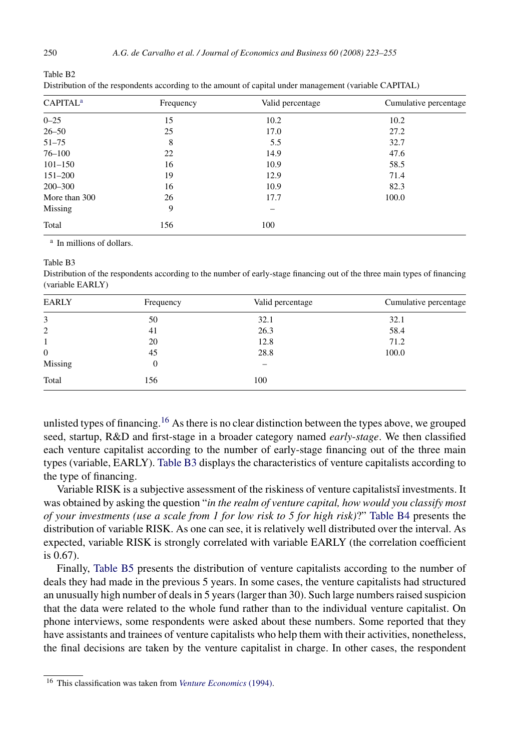Table B2
Distribution of the respondents according to the amount of capital under management (variable CAPITAL)

| CAPITAL[a] | Frequency | Valid percentage | Cumulative percentage |
|---|---|---|---|
| 0–25 | 15 | 10.2 | 10.2 |
| 26–50 | 25 | 17.0 | 27.2 |
| 51–75 | 8 | 5.5 | 32.7 |
| 76–100 | 22 | 14.9 | 47.6 |
| 101–150 | 16 | 10.9 | 58.5 |
| 151–200 | 19 | 12.9 | 71.4 |
| 200–300 | 16 | 10.9 | 82.3 |
| More than 300 | 26 | 17.7 | 100.0 |
| Missing | 9 | – | |
| Total | 156 | 100 | |

[a] In millions of dollars.

Table B3
Distribution of the respondents according to the number of early-stage financing out of the three main types of financing (variable EARLY)

| EARLY | Frequency | Valid percentage | Cumulative percentage |
|---|---|---|---|
| 3 | 50 | 32.1 | 32.1 |
| 2 | 41 | 26.3 | 58.4 |
| 1 | 20 | 12.8 | 71.2 |
| 0 | 45 | 28.8 | 100.0 |
| Missing | 0 | – | |
| Total | 156 | 100 | |

unlisted types of financing.[16] As there is no clear distinction between the types above, we grouped seed, startup, R&D and first-stage in a broader category named *early-stage*. We then classified each venture capitalist according to the number of early-stage financing out of the three main types (variable, EARLY). Table B3 displays the characteristics of venture capitalists according to the type of financing.

Variable RISK is a subjective assessment of the riskiness of venture capitalistsǐ investments. It was obtained by asking the question "*in the realm of venture capital, how would you classify most of your investments (use a scale from 1 for low risk to 5 for high risk)*?" Table B4 presents the distribution of variable RISK. As one can see, it is relatively well distributed over the interval. As expected, variable RISK is strongly correlated with variable EARLY (the correlation coefficient is 0.67).

Finally, Table B5 presents the distribution of venture capitalists according to the number of deals they had made in the previous 5 years. In some cases, the venture capitalists had structured an unusually high number of deals in 5 years (larger than 30). Such large numbers raised suspicion that the data were related to the whole fund rather than to the individual venture capitalist. On phone interviews, some respondents were asked about these numbers. Some reported that they have assistants and trainees of venture capitalists who help them with their activities, nonetheless, the final decisions are taken by the venture capitalist in charge. In other cases, the respondent

[16] This classification was taken from *Venture Economics* (1994).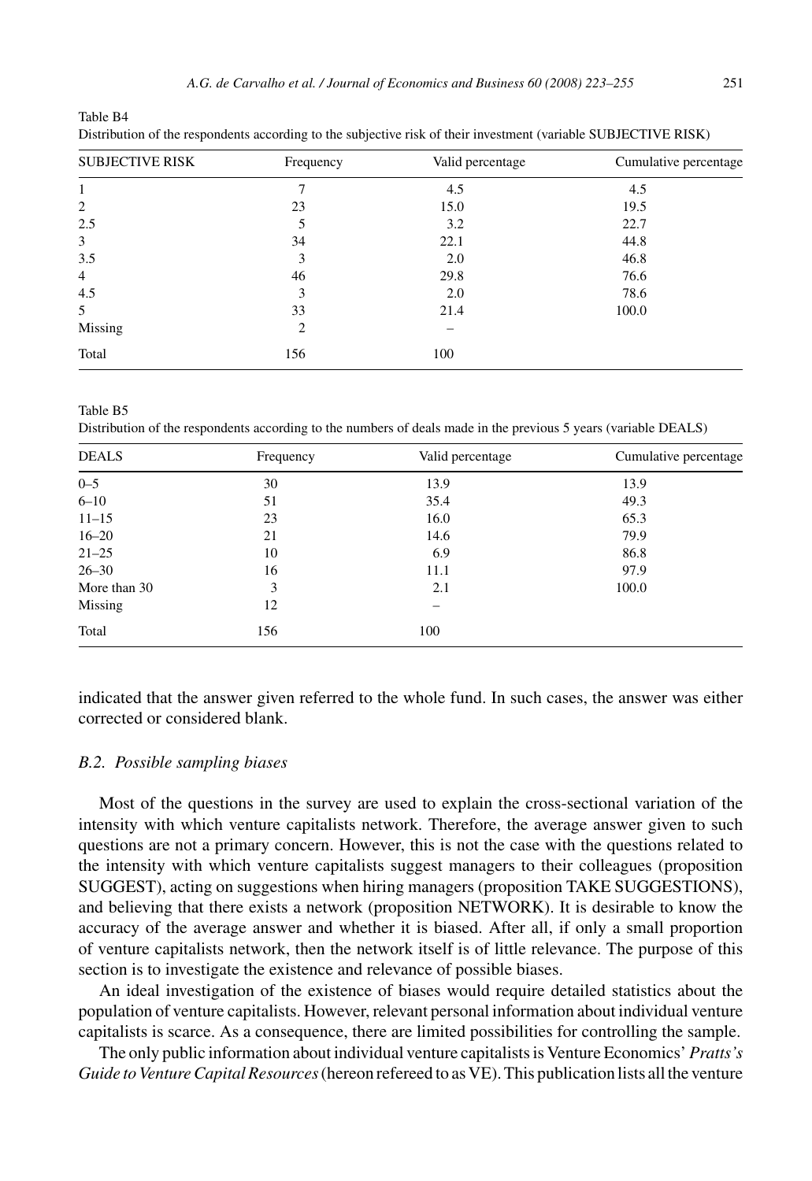Table B4
Distribution of the respondents according to the subjective risk of their investment (variable SUBJECTIVE RISK)

| SUBJECTIVE RISK | Frequency | Valid percentage | Cumulative percentage |
|---|---|---|---|
| 1 | 7 | 4.5 | 4.5 |
| 2 | 23 | 15.0 | 19.5 |
| 2.5 | 5 | 3.2 | 22.7 |
| 3 | 34 | 22.1 | 44.8 |
| 3.5 | 3 | 2.0 | 46.8 |
| 4 | 46 | 29.8 | 76.6 |
| 4.5 | 3 | 2.0 | 78.6 |
| 5 | 33 | 21.4 | 100.0 |
| Missing | 2 | – | |
| Total | 156 | 100 | |

Table B5
Distribution of the respondents according to the numbers of deals made in the previous 5 years (variable DEALS)

| DEALS | Frequency | Valid percentage | Cumulative percentage |
|---|---|---|---|
| 0–5 | 30 | 13.9 | 13.9 |
| 6–10 | 51 | 35.4 | 49.3 |
| 11–15 | 23 | 16.0 | 65.3 |
| 16–20 | 21 | 14.6 | 79.9 |
| 21–25 | 10 | 6.9 | 86.8 |
| 26–30 | 16 | 11.1 | 97.9 |
| More than 30 | 3 | 2.1 | 100.0 |
| Missing | 12 | – | |
| Total | 156 | 100 | |

indicated that the answer given referred to the whole fund. In such cases, the answer was either corrected or considered blank.

### *B.2. Possible sampling biases*

Most of the questions in the survey are used to explain the cross-sectional variation of the intensity with which venture capitalists network. Therefore, the average answer given to such questions are not a primary concern. However, this is not the case with the questions related to the intensity with which venture capitalists suggest managers to their colleagues (proposition SUGGEST), acting on suggestions when hiring managers (proposition TAKE SUGGESTIONS), and believing that there exists a network (proposition NETWORK). It is desirable to know the accuracy of the average answer and whether it is biased. After all, if only a small proportion of venture capitalists network, then the network itself is of little relevance. The purpose of this section is to investigate the existence and relevance of possible biases.

An ideal investigation of the existence of biases would require detailed statistics about the population of venture capitalists. However, relevant personal information about individual venture capitalists is scarce. As a consequence, there are limited possibilities for controlling the sample.

The only public information about individual venture capitalists is Venture Economics' *Pratts's Guide to Venture Capital Resources* (hereon refereed to as VE). This publication lists all the venture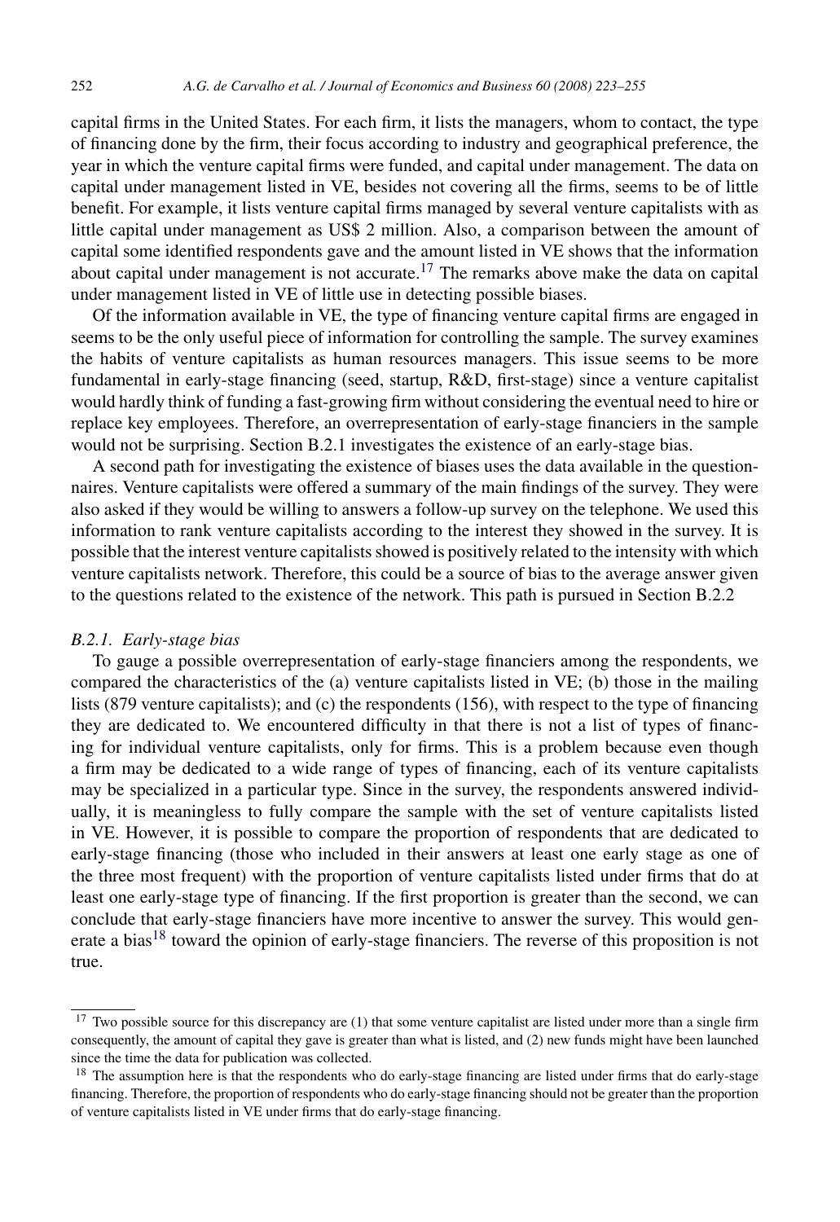capital firms in the United States. For each firm, it lists the managers, whom to contact, the type of financing done by the firm, their focus according to industry and geographical preference, the year in which the venture capital firms were funded, and capital under management. The data on capital under management listed in VE, besides not covering all the firms, seems to be of little benefit. For example, it lists venture capital firms managed by several venture capitalists with as little capital under management as US$ 2 million. Also, a comparison between the amount of capital some identified respondents gave and the amount listed in VE shows that the information about capital under management is not accurate.[17] The remarks above make the data on capital under management listed in VE of little use in detecting possible biases.

Of the information available in VE, the type of financing venture capital firms are engaged in seems to be the only useful piece of information for controlling the sample. The survey examines the habits of venture capitalists as human resources managers. This issue seems to be more fundamental in early-stage financing (seed, startup, R&D, first-stage) since a venture capitalist would hardly think of funding a fast-growing firm without considering the eventual need to hire or replace key employees. Therefore, an overrepresentation of early-stage financiers in the sample would not be surprising. Section B.2.1 investigates the existence of an early-stage bias.

A second path for investigating the existence of biases uses the data available in the questionnaires. Venture capitalists were offered a summary of the main findings of the survey. They were also asked if they would be willing to answers a follow-up survey on the telephone. We used this information to rank venture capitalists according to the interest they showed in the survey. It is possible that the interest venture capitalists showed is positively related to the intensity with which venture capitalists network. Therefore, this could be a source of bias to the average answer given to the questions related to the existence of the network. This path is pursued in Section B.2.2

### *B.2.1. Early-stage bias*

To gauge a possible overrepresentation of early-stage financiers among the respondents, we compared the characteristics of the (a) venture capitalists listed in VE; (b) those in the mailing lists (879 venture capitalists); and (c) the respondents (156), with respect to the type of financing they are dedicated to. We encountered difficulty in that there is not a list of types of financing for individual venture capitalists, only for firms. This is a problem because even though a firm may be dedicated to a wide range of types of financing, each of its venture capitalists may be specialized in a particular type. Since in the survey, the respondents answered individually, it is meaningless to fully compare the sample with the set of venture capitalists listed in VE. However, it is possible to compare the proportion of respondents that are dedicated to early-stage financing (those who included in their answers at least one early stage as one of the three most frequent) with the proportion of venture capitalists listed under firms that do at least one early-stage type of financing. If the first proportion is greater than the second, we can conclude that early-stage financiers have more incentive to answer the survey. This would generate a bias[18] toward the opinion of early-stage financiers. The reverse of this proposition is not true.

---

[17] Two possible source for this discrepancy are (1) that some venture capitalist are listed under more than a single firm consequently, the amount of capital they gave is greater than what is listed, and (2) new funds might have been launched since the time the data for publication was collected.

[18] The assumption here is that the respondents who do early-stage financing are listed under firms that do early-stage financing. Therefore, the proportion of respondents who do early-stage financing should not be greater than the proportion of venture capitalists listed in VE under firms that do early-stage financing.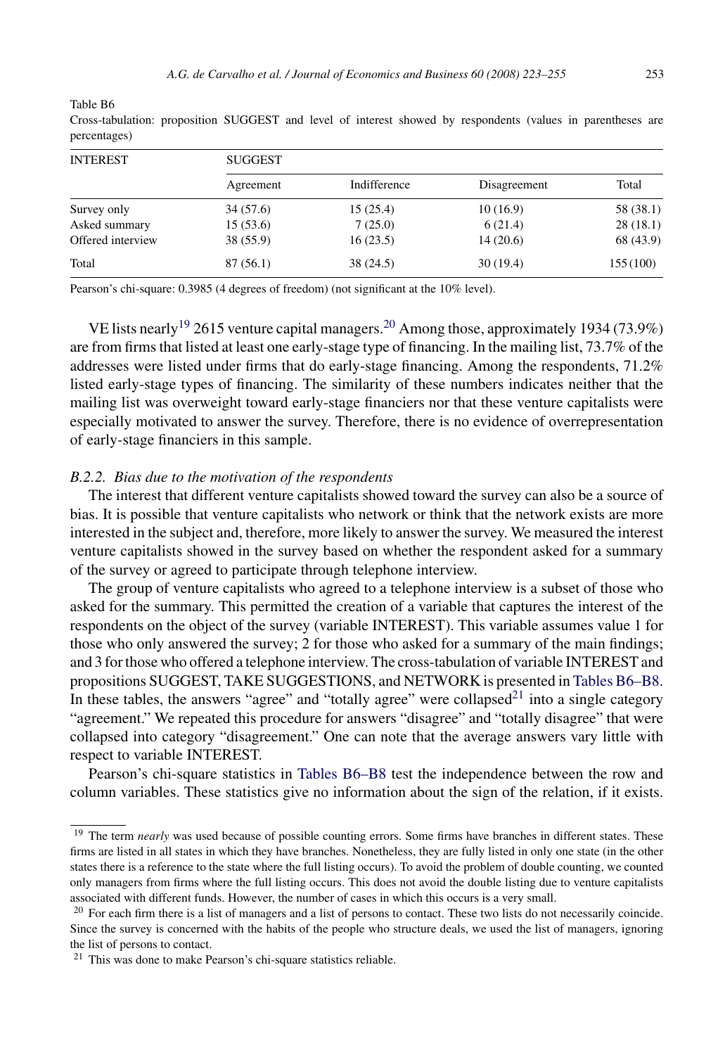Table B6

Cross-tabulation: proposition SUGGEST and level of interest showed by respondents (values in parentheses are percentages)

| INTEREST | SUGGEST | | | |
|---|---|---|---|---|
| | Agreement | Indifference | Disagreement | Total |
| Survey only | 34 (57.6) | 15 (25.4) | 10 (16.9) | 58 (38.1) |
| Asked summary | 15 (53.6) | 7 (25.0) | 6 (21.4) | 28 (18.1) |
| Offered interview | 38 (55.9) | 16 (23.5) | 14 (20.6) | 68 (43.9) |
| Total | 87 (56.1) | 38 (24.5) | 30 (19.4) | 155 (100) |

Pearson's chi-square: 0.3985 (4 degrees of freedom) (not significant at the 10% level).

VE lists nearly[19] 2615 venture capital managers.[20] Among those, approximately 1934 (73.9%) are from firms that listed at least one early-stage type of financing. In the mailing list, 73.7% of the addresses were listed under firms that do early-stage financing. Among the respondents, 71.2% listed early-stage types of financing. The similarity of these numbers indicates neither that the mailing list was overweight toward early-stage financiers nor that these venture capitalists were especially motivated to answer the survey. Therefore, there is no evidence of overrepresentation of early-stage financiers in this sample.

#### *B.2.2. Bias due to the motivation of the respondents*

The interest that different venture capitalists showed toward the survey can also be a source of bias. It is possible that venture capitalists who network or think that the network exists are more interested in the subject and, therefore, more likely to answer the survey. We measured the interest venture capitalists showed in the survey based on whether the respondent asked for a summary of the survey or agreed to participate through telephone interview.

The group of venture capitalists who agreed to a telephone interview is a subset of those who asked for the summary. This permitted the creation of a variable that captures the interest of the respondents on the object of the survey (variable INTEREST). This variable assumes value 1 for those who only answered the survey; 2 for those who asked for a summary of the main findings; and 3 for those who offered a telephone interview. The cross-tabulation of variable INTEREST and propositions SUGGEST, TAKE SUGGESTIONS, and NETWORK is presented in Tables B6–B8. In these tables, the answers "agree" and "totally agree" were collapsed[21] into a single category "agreement." We repeated this procedure for answers "disagree" and "totally disagree" that were collapsed into category "disagreement." One can note that the average answers vary little with respect to variable INTEREST.

Pearson's chi-square statistics in Tables B6–B8 test the independence between the row and column variables. These statistics give no information about the sign of the relation, if it exists.

[19] The term *nearly* was used because of possible counting errors. Some firms have branches in different states. These firms are listed in all states in which they have branches. Nonetheless, they are fully listed in only one state (in the other states there is a reference to the state where the full listing occurs). To avoid the problem of double counting, we counted only managers from firms where the full listing occurs. This does not avoid the double listing due to venture capitalists associated with different funds. However, the number of cases in which this occurs is a very small.

[20] For each firm there is a list of managers and a list of persons to contact. These two lists do not necessarily coincide. Since the survey is concerned with the habits of the people who structure deals, we used the list of managers, ignoring the list of persons to contact.

[21] This was done to make Pearson's chi-square statistics reliable.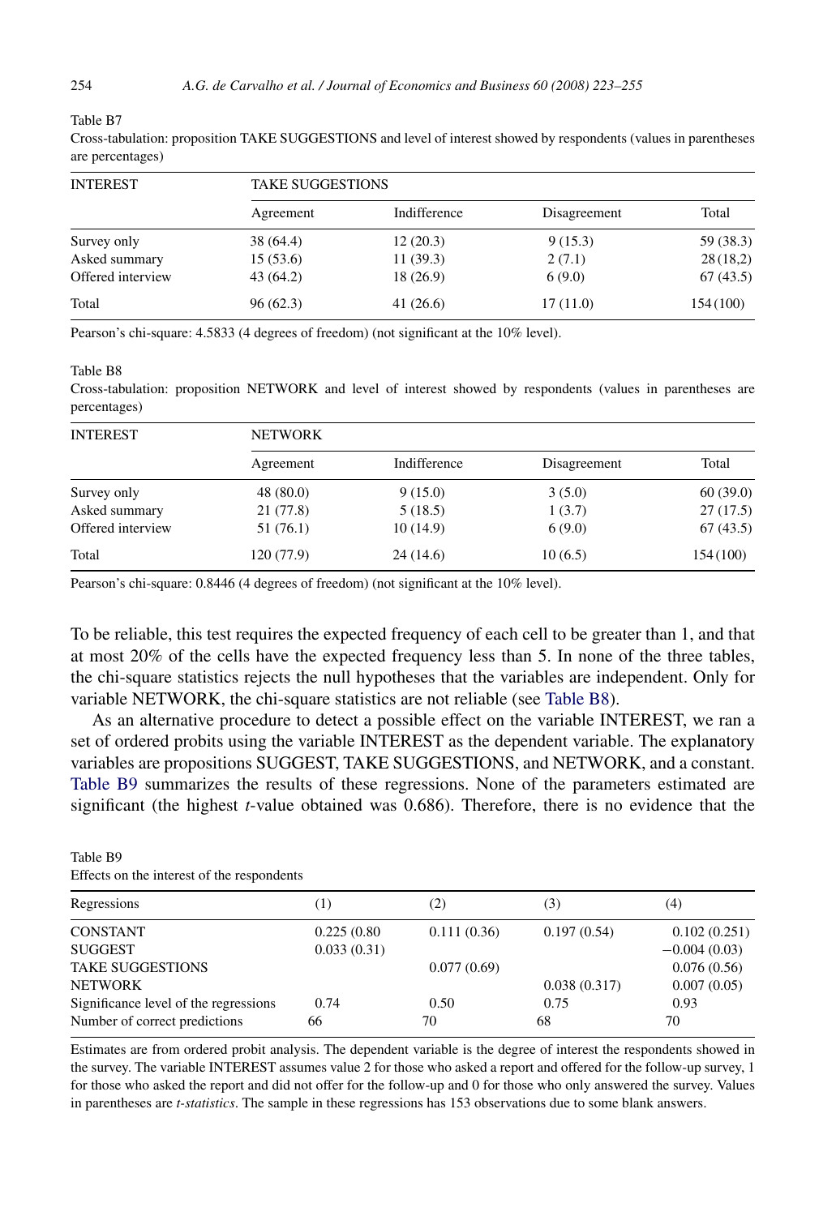Table B7

Cross-tabulation: proposition TAKE SUGGESTIONS and level of interest showed by respondents (values in parentheses are percentages)

| INTEREST | TAKE SUGGESTIONS | | | |
|---|---|---|---|---|
| | Agreement | Indifference | Disagreement | Total |
| Survey only | 38 (64.4) | 12 (20.3) | 9 (15.3) | 59 (38.3) |
| Asked summary | 15 (53.6) | 11 (39.3) | 2 (7.1) | 28 (18,2) |
| Offered interview | 43 (64.2) | 18 (26.9) | 6 (9.0) | 67 (43.5) |
| Total | 96 (62.3) | 41 (26.6) | 17 (11.0) | 154 (100) |

Pearson's chi-square: 4.5833 (4 degrees of freedom) (not significant at the 10% level).

Table B8

Cross-tabulation: proposition NETWORK and level of interest showed by respondents (values in parentheses are percentages)

| INTEREST | NETWORK | | | |
|---|---|---|---|---|
| | Agreement | Indifference | Disagreement | Total |
| Survey only | 48 (80.0) | 9 (15.0) | 3 (5.0) | 60 (39.0) |
| Asked summary | 21 (77.8) | 5 (18.5) | 1 (3.7) | 27 (17.5) |
| Offered interview | 51 (76.1) | 10 (14.9) | 6 (9.0) | 67 (43.5) |
| Total | 120 (77.9) | 24 (14.6) | 10 (6.5) | 154 (100) |

Pearson's chi-square: 0.8446 (4 degrees of freedom) (not significant at the 10% level).

To be reliable, this test requires the expected frequency of each cell to be greater than 1, and that at most 20% of the cells have the expected frequency less than 5. In none of the three tables, the chi-square statistics rejects the null hypotheses that the variables are independent. Only for variable NETWORK, the chi-square statistics are not reliable (see Table B8).

As an alternative procedure to detect a possible effect on the variable INTEREST, we ran a set of ordered probits using the variable INTEREST as the dependent variable. The explanatory variables are propositions SUGGEST, TAKE SUGGESTIONS, and NETWORK, and a constant. Table B9 summarizes the results of these regressions. None of the parameters estimated are significant (the highest *t*-value obtained was 0.686). Therefore, there is no evidence that the

Table B9

Effects on the interest of the respondents

| Regressions | (1) | (2) | (3) | (4) |
|---|---|---|---|---|
| CONSTANT | 0.225 (0.80 | 0.111 (0.36) | 0.197 (0.54) | 0.102 (0.251) |
| SUGGEST | 0.033 (0.31) | | | −0.004 (0.03) |
| TAKE SUGGESTIONS | | 0.077 (0.69) | | 0.076 (0.56) |
| NETWORK | | | 0.038 (0.317) | 0.007 (0.05) |
| Significance level of the regressions | 0.74 | 0.50 | 0.75 | 0.93 |
| Number of correct predictions | 66 | 70 | 68 | 70 |

Estimates are from ordered probit analysis. The dependent variable is the degree of interest the respondents showed in the survey. The variable INTEREST assumes value 2 for those who asked a report and offered for the follow-up survey, 1 for those who asked the report and did not offer for the follow-up and 0 for those who only answered the survey. Values in parentheses are *t-statistics*. The sample in these regressions has 153 observations due to some blank answers.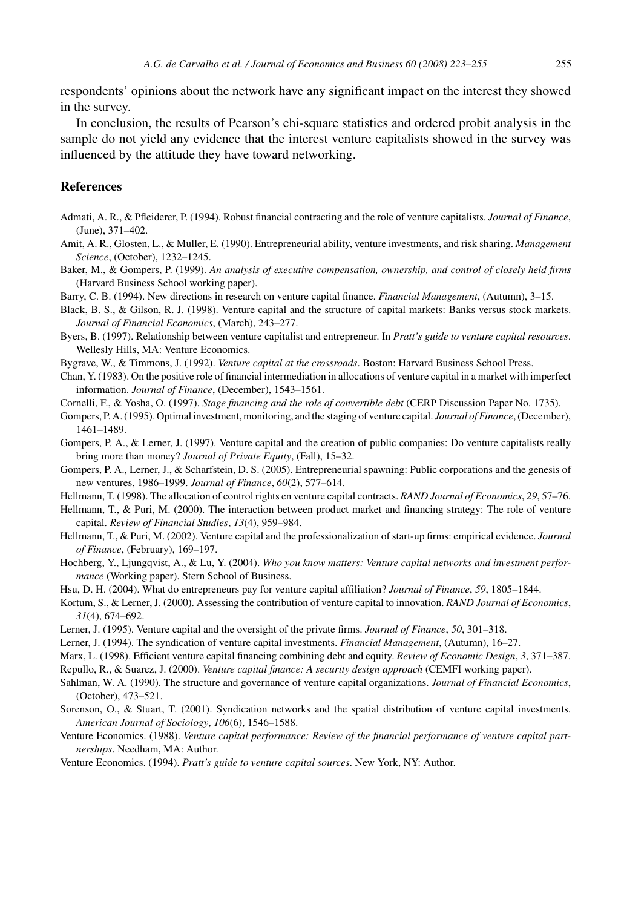respondents' opinions about the network have any significant impact on the interest they showed in the survey.

In conclusion, the results of Pearson's chi-square statistics and ordered probit analysis in the sample do not yield any evidence that the interest venture capitalists showed in the survey was influenced by the attitude they have toward networking.

## References

Admati, A. R., & Pfleiderer, P. (1994). Robust financial contracting and the role of venture capitalists. *Journal of Finance*, (June), 371–402.

Amit, A. R., Glosten, L., & Muller, E. (1990). Entrepreneurial ability, venture investments, and risk sharing. *Management Science*, (October), 1232–1245.

Baker, M., & Gompers, P. (1999). *An analysis of executive compensation, ownership, and control of closely held firms* (Harvard Business School working paper).

Barry, C. B. (1994). New directions in research on venture capital finance. *Financial Management*, (Autumn), 3–15.

Black, B. S., & Gilson, R. J. (1998). Venture capital and the structure of capital markets: Banks versus stock markets. *Journal of Financial Economics*, (March), 243–277.

Byers, B. (1997). Relationship between venture capitalist and entrepreneur. In *Pratt's guide to venture capital resources*. Wellesly Hills, MA: Venture Economics.

Bygrave, W., & Timmons, J. (1992). *Venture capital at the crossroads*. Boston: Harvard Business School Press.

Chan, Y. (1983). On the positive role of financial intermediation in allocations of venture capital in a market with imperfect information. *Journal of Finance*, (December), 1543–1561.

Cornelli, F., & Yosha, O. (1997). *Stage financing and the role of convertible debt* (CERP Discussion Paper No. 1735).

Gompers, P. A. (1995). Optimal investment, monitoring, and the staging of venture capital. *Journal of Finance*, (December), 1461–1489.

Gompers, P. A., & Lerner, J. (1997). Venture capital and the creation of public companies: Do venture capitalists really bring more than money? *Journal of Private Equity*, (Fall), 15–32.

Gompers, P. A., Lerner, J., & Scharfstein, D. S. (2005). Entrepreneurial spawning: Public corporations and the genesis of new ventures, 1986–1999. *Journal of Finance*, *60*(2), 577–614.

Hellmann, T. (1998). The allocation of control rights en venture capital contracts. *RAND Journal of Economics*, *29*, 57–76.

Hellmann, T., & Puri, M. (2000). The interaction between product market and financing strategy: The role of venture capital. *Review of Financial Studies*, *13*(4), 959–984.

Hellmann, T., & Puri, M. (2002). Venture capital and the professionalization of start-up firms: empirical evidence. *Journal of Finance*, (February), 169–197.

Hochberg, Y., Ljungqvist, A., & Lu, Y. (2004). *Who you know matters: Venture capital networks and investment performance* (Working paper). Stern School of Business.

Hsu, D. H. (2004). What do entrepreneurs pay for venture capital affiliation? *Journal of Finance*, *59*, 1805–1844.

Kortum, S., & Lerner, J. (2000). Assessing the contribution of venture capital to innovation. *RAND Journal of Economics*, *31*(4), 674–692.

Lerner, J. (1995). Venture capital and the oversight of the private firms. *Journal of Finance*, *50*, 301–318.

Lerner, J. (1994). The syndication of venture capital investments. *Financial Management*, (Autumn), 16–27.

Marx, L. (1998). Efficient venture capital financing combining debt and equity. *Review of Economic Design*, *3*, 371–387.

Repullo, R., & Suarez, J. (2000). *Venture capital finance: A security design approach* (CEMFI working paper).

Sahlman, W. A. (1990). The structure and governance of venture capital organizations. *Journal of Financial Economics*, (October), 473–521.

Sorenson, O., & Stuart, T. (2001). Syndication networks and the spatial distribution of venture capital investments. *American Journal of Sociology*, *106*(6), 1546–1588.

Venture Economics. (1988). *Venture capital performance: Review of the financial performance of venture capital partnerships*. Needham, MA: Author.

Venture Economics. (1994). *Pratt's guide to venture capital sources*. New York, NY: Author.